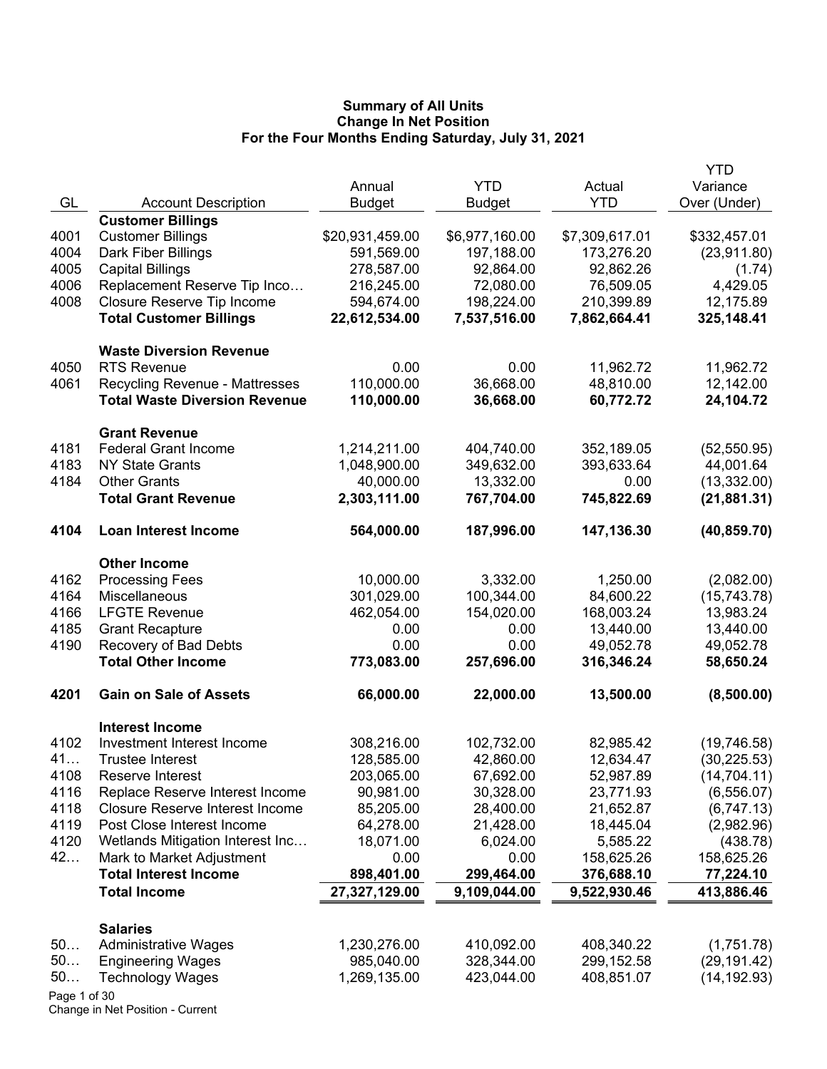**Summary of All Units**
**Change In Net Position**
**For the Four Months Ending Saturday, July 31, 2021**

| GL | Account Description | Annual Budget | YTD Budget | Actual YTD | YTD Variance Over (Under) |
|---|---|---|---|---|---|
| | **Customer Billings** | | | | |
| 4001 | Customer Billings | $20,931,459.00 | $6,977,160.00 | $7,309,617.01 | $332,457.01 |
| 4004 | Dark Fiber Billings | 591,569.00 | 197,188.00 | 173,276.20 | (23,911.80) |
| 4005 | Capital Billings | 278,587.00 | 92,864.00 | 92,862.26 | (1.74) |
| 4006 | Replacement Reserve Tip Inco… | 216,245.00 | 72,080.00 | 76,509.05 | 4,429.05 |
| 4008 | Closure Reserve Tip Income | 594,674.00 | 198,224.00 | 210,399.89 | 12,175.89 |
| | **Total Customer Billings** | **22,612,534.00** | **7,537,516.00** | **7,862,664.41** | **325,148.41** |
| | **Waste Diversion Revenue** | | | | |
| 4050 | RTS Revenue | 0.00 | 0.00 | 11,962.72 | 11,962.72 |
| 4061 | Recycling Revenue - Mattresses | 110,000.00 | 36,668.00 | 48,810.00 | 12,142.00 |
| | **Total Waste Diversion Revenue** | **110,000.00** | **36,668.00** | **60,772.72** | **24,104.72** |
| | **Grant Revenue** | | | | |
| 4181 | Federal Grant Income | 1,214,211.00 | 404,740.00 | 352,189.05 | (52,550.95) |
| 4183 | NY State Grants | 1,048,900.00 | 349,632.00 | 393,633.64 | 44,001.64 |
| 4184 | Other Grants | 40,000.00 | 13,332.00 | 0.00 | (13,332.00) |
| | **Total Grant Revenue** | **2,303,111.00** | **767,704.00** | **745,822.69** | **(21,881.31)** |
| **4104** | **Loan Interest Income** | **564,000.00** | **187,996.00** | **147,136.30** | **(40,859.70)** |
| | **Other Income** | | | | |
| 4162 | Processing Fees | 10,000.00 | 3,332.00 | 1,250.00 | (2,082.00) |
| 4164 | Miscellaneous | 301,029.00 | 100,344.00 | 84,600.22 | (15,743.78) |
| 4166 | LFGTE Revenue | 462,054.00 | 154,020.00 | 168,003.24 | 13,983.24 |
| 4185 | Grant Recapture | 0.00 | 0.00 | 13,440.00 | 13,440.00 |
| 4190 | Recovery of Bad Debts | 0.00 | 0.00 | 49,052.78 | 49,052.78 |
| | **Total Other Income** | **773,083.00** | **257,696.00** | **316,346.24** | **58,650.24** |
| **4201** | **Gain on Sale of Assets** | **66,000.00** | **22,000.00** | **13,500.00** | **(8,500.00)** |
| | **Interest Income** | | | | |
| 4102 | Investment Interest Income | 308,216.00 | 102,732.00 | 82,985.42 | (19,746.58) |
| 41… | Trustee Interest | 128,585.00 | 42,860.00 | 12,634.47 | (30,225.53) |
| 4108 | Reserve Interest | 203,065.00 | 67,692.00 | 52,987.89 | (14,704.11) |
| 4116 | Replace Reserve Interest Income | 90,981.00 | 30,328.00 | 23,771.93 | (6,556.07) |
| 4118 | Closure Reserve Interest Income | 85,205.00 | 28,400.00 | 21,652.87 | (6,747.13) |
| 4119 | Post Close Interest Income | 64,278.00 | 21,428.00 | 18,445.04 | (2,982.96) |
| 4120 | Wetlands Mitigation Interest Inc… | 18,071.00 | 6,024.00 | 5,585.22 | (438.78) |
| 42… | Mark to Market Adjustment | 0.00 | 0.00 | 158,625.26 | 158,625.26 |
| | **Total Interest Income** | **898,401.00** | **299,464.00** | **376,688.10** | **77,224.10** |
| | **Total Income** | **27,327,129.00** | **9,109,044.00** | **9,522,930.46** | **413,886.46** |
| | **Salaries** | | | | |
| 50… | Administrative Wages | 1,230,276.00 | 410,092.00 | 408,340.22 | (1,751.78) |
| 50… | Engineering Wages | 985,040.00 | 328,344.00 | 299,152.58 | (29,191.42) |
| 50… | Technology Wages | 1,269,135.00 | 423,044.00 | 408,851.07 | (14,192.93) |

Change in Net Position - Current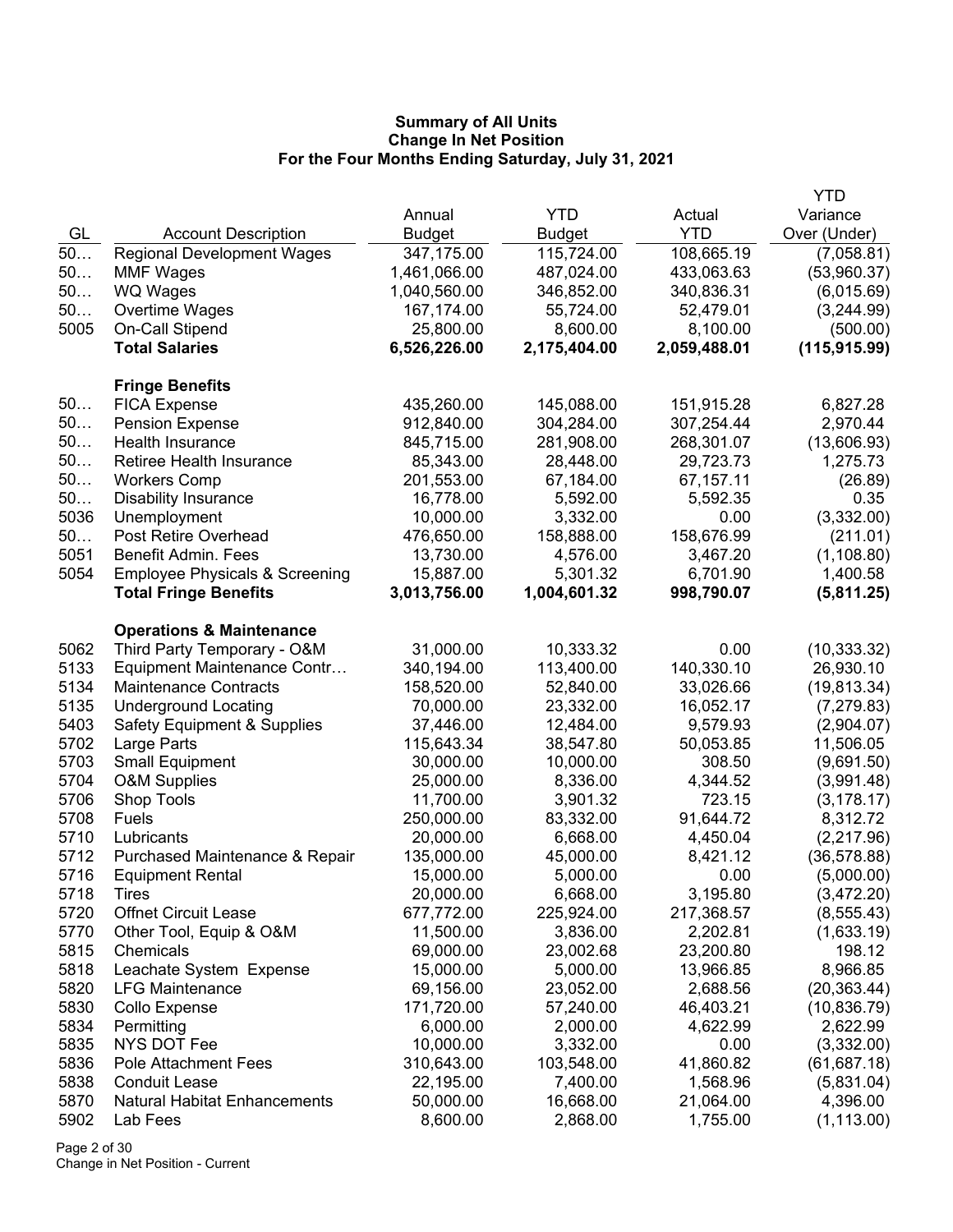**Summary of All Units**
**Change In Net Position**
**For the Four Months Ending Saturday, July 31, 2021**

| GL | Account Description | Annual Budget | YTD Budget | Actual YTD | YTD Variance Over (Under) |
|---|---|---|---|---|---|
| 50… | Regional Development Wages | 347,175.00 | 115,724.00 | 108,665.19 | (7,058.81) |
| 50… | MMF Wages | 1,461,066.00 | 487,024.00 | 433,063.63 | (53,960.37) |
| 50… | WQ Wages | 1,040,560.00 | 346,852.00 | 340,836.31 | (6,015.69) |
| 50… | Overtime Wages | 167,174.00 | 55,724.00 | 52,479.01 | (3,244.99) |
| 5005 | On-Call Stipend | 25,800.00 | 8,600.00 | 8,100.00 | (500.00) |
| | **Total Salaries** | **6,526,226.00** | **2,175,404.00** | **2,059,488.01** | **(115,915.99)** |
| | **Fringe Benefits** | | | | |
| 50… | FICA Expense | 435,260.00 | 145,088.00 | 151,915.28 | 6,827.28 |
| 50… | Pension Expense | 912,840.00 | 304,284.00 | 307,254.44 | 2,970.44 |
| 50… | Health Insurance | 845,715.00 | 281,908.00 | 268,301.07 | (13,606.93) |
| 50… | Retiree Health Insurance | 85,343.00 | 28,448.00 | 29,723.73 | 1,275.73 |
| 50… | Workers Comp | 201,553.00 | 67,184.00 | 67,157.11 | (26.89) |
| 50… | Disability Insurance | 16,778.00 | 5,592.00 | 5,592.35 | 0.35 |
| 5036 | Unemployment | 10,000.00 | 3,332.00 | 0.00 | (3,332.00) |
| 50… | Post Retire Overhead | 476,650.00 | 158,888.00 | 158,676.99 | (211.01) |
| 5051 | Benefit Admin. Fees | 13,730.00 | 4,576.00 | 3,467.20 | (1,108.80) |
| 5054 | Employee Physicals & Screening | 15,887.00 | 5,301.32 | 6,701.90 | 1,400.58 |
| | **Total Fringe Benefits** | **3,013,756.00** | **1,004,601.32** | **998,790.07** | **(5,811.25)** |
| | **Operations & Maintenance** | | | | |
| 5062 | Third Party Temporary - O&M | 31,000.00 | 10,333.32 | 0.00 | (10,333.32) |
| 5133 | Equipment Maintenance Contr… | 340,194.00 | 113,400.00 | 140,330.10 | 26,930.10 |
| 5134 | Maintenance Contracts | 158,520.00 | 52,840.00 | 33,026.66 | (19,813.34) |
| 5135 | Underground Locating | 70,000.00 | 23,332.00 | 16,052.17 | (7,279.83) |
| 5403 | Safety Equipment & Supplies | 37,446.00 | 12,484.00 | 9,579.93 | (2,904.07) |
| 5702 | Large Parts | 115,643.34 | 38,547.80 | 50,053.85 | 11,506.05 |
| 5703 | Small Equipment | 30,000.00 | 10,000.00 | 308.50 | (9,691.50) |
| 5704 | O&M Supplies | 25,000.00 | 8,336.00 | 4,344.52 | (3,991.48) |
| 5706 | Shop Tools | 11,700.00 | 3,901.32 | 723.15 | (3,178.17) |
| 5708 | Fuels | 250,000.00 | 83,332.00 | 91,644.72 | 8,312.72 |
| 5710 | Lubricants | 20,000.00 | 6,668.00 | 4,450.04 | (2,217.96) |
| 5712 | Purchased Maintenance & Repair | 135,000.00 | 45,000.00 | 8,421.12 | (36,578.88) |
| 5716 | Equipment Rental | 15,000.00 | 5,000.00 | 0.00 | (5,000.00) |
| 5718 | Tires | 20,000.00 | 6,668.00 | 3,195.80 | (3,472.20) |
| 5720 | Offnet Circuit Lease | 677,772.00 | 225,924.00 | 217,368.57 | (8,555.43) |
| 5770 | Other Tool, Equip & O&M | 11,500.00 | 3,836.00 | 2,202.81 | (1,633.19) |
| 5815 | Chemicals | 69,000.00 | 23,002.68 | 23,200.80 | 198.12 |
| 5818 | Leachate System Expense | 15,000.00 | 5,000.00 | 13,966.85 | 8,966.85 |
| 5820 | LFG Maintenance | 69,156.00 | 23,052.00 | 2,688.56 | (20,363.44) |
| 5830 | Collo Expense | 171,720.00 | 57,240.00 | 46,403.21 | (10,836.79) |
| 5834 | Permitting | 6,000.00 | 2,000.00 | 4,622.99 | 2,622.99 |
| 5835 | NYS DOT Fee | 10,000.00 | 3,332.00 | 0.00 | (3,332.00) |
| 5836 | Pole Attachment Fees | 310,643.00 | 103,548.00 | 41,860.82 | (61,687.18) |
| 5838 | Conduit Lease | 22,195.00 | 7,400.00 | 1,568.96 | (5,831.04) |
| 5870 | Natural Habitat Enhancements | 50,000.00 | 16,668.00 | 21,064.00 | 4,396.00 |
| 5902 | Lab Fees | 8,600.00 | 2,868.00 | 1,755.00 | (1,113.00) |

Change in Net Position - Current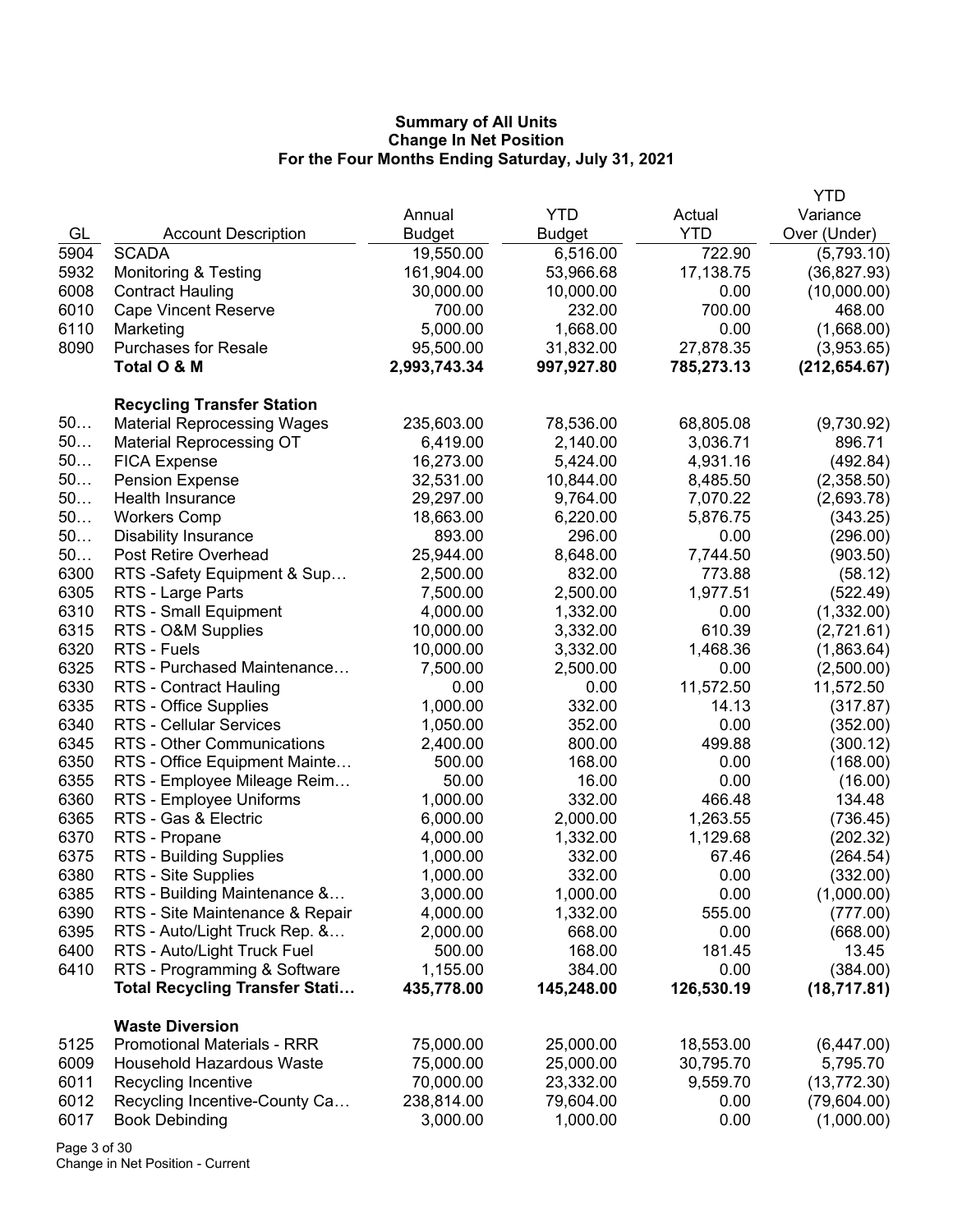# Summary of All Units
## Change In Net Position
### For the Four Months Ending Saturday, July 31, 2021

| GL | Account Description | Annual Budget | YTD Budget | Actual YTD | YTD Variance Over (Under) |
|---|---|---|---|---|---|
| 5904 | SCADA | 19,550.00 | 6,516.00 | 722.90 | (5,793.10) |
| 5932 | Monitoring & Testing | 161,904.00 | 53,966.68 | 17,138.75 | (36,827.93) |
| 6008 | Contract Hauling | 30,000.00 | 10,000.00 | 0.00 | (10,000.00) |
| 6010 | Cape Vincent Reserve | 700.00 | 232.00 | 700.00 | 468.00 |
| 6110 | Marketing | 5,000.00 | 1,668.00 | 0.00 | (1,668.00) |
| 8090 | Purchases for Resale | 95,500.00 | 31,832.00 | 27,878.35 | (3,953.65) |
| | **Total O & M** | **2,993,743.34** | **997,927.80** | **785,273.13** | **(212,654.67)** |
| | | | | | |
| | **Recycling Transfer Station** | | | | |
| 50… | Material Reprocessing Wages | 235,603.00 | 78,536.00 | 68,805.08 | (9,730.92) |
| 50… | Material Reprocessing OT | 6,419.00 | 2,140.00 | 3,036.71 | 896.71 |
| 50… | FICA Expense | 16,273.00 | 5,424.00 | 4,931.16 | (492.84) |
| 50… | Pension Expense | 32,531.00 | 10,844.00 | 8,485.50 | (2,358.50) |
| 50… | Health Insurance | 29,297.00 | 9,764.00 | 7,070.22 | (2,693.78) |
| 50… | Workers Comp | 18,663.00 | 6,220.00 | 5,876.75 | (343.25) |
| 50… | Disability Insurance | 893.00 | 296.00 | 0.00 | (296.00) |
| 50… | Post Retire Overhead | 25,944.00 | 8,648.00 | 7,744.50 | (903.50) |
| 6300 | RTS -Safety Equipment & Sup… | 2,500.00 | 832.00 | 773.88 | (58.12) |
| 6305 | RTS - Large Parts | 7,500.00 | 2,500.00 | 1,977.51 | (522.49) |
| 6310 | RTS - Small Equipment | 4,000.00 | 1,332.00 | 0.00 | (1,332.00) |
| 6315 | RTS - O&M Supplies | 10,000.00 | 3,332.00 | 610.39 | (2,721.61) |
| 6320 | RTS - Fuels | 10,000.00 | 3,332.00 | 1,468.36 | (1,863.64) |
| 6325 | RTS - Purchased Maintenance… | 7,500.00 | 2,500.00 | 0.00 | (2,500.00) |
| 6330 | RTS - Contract Hauling | 0.00 | 0.00 | 11,572.50 | 11,572.50 |
| 6335 | RTS - Office Supplies | 1,000.00 | 332.00 | 14.13 | (317.87) |
| 6340 | RTS - Cellular Services | 1,050.00 | 352.00 | 0.00 | (352.00) |
| 6345 | RTS - Other Communications | 2,400.00 | 800.00 | 499.88 | (300.12) |
| 6350 | RTS - Office Equipment Mainte… | 500.00 | 168.00 | 0.00 | (168.00) |
| 6355 | RTS - Employee Mileage Reim… | 50.00 | 16.00 | 0.00 | (16.00) |
| 6360 | RTS - Employee Uniforms | 1,000.00 | 332.00 | 466.48 | 134.48 |
| 6365 | RTS - Gas & Electric | 6,000.00 | 2,000.00 | 1,263.55 | (736.45) |
| 6370 | RTS - Propane | 4,000.00 | 1,332.00 | 1,129.68 | (202.32) |
| 6375 | RTS - Building Supplies | 1,000.00 | 332.00 | 67.46 | (264.54) |
| 6380 | RTS - Site Supplies | 1,000.00 | 332.00 | 0.00 | (332.00) |
| 6385 | RTS - Building Maintenance &… | 3,000.00 | 1,000.00 | 0.00 | (1,000.00) |
| 6390 | RTS - Site Maintenance & Repair | 4,000.00 | 1,332.00 | 555.00 | (777.00) |
| 6395 | RTS - Auto/Light Truck Rep. &… | 2,000.00 | 668.00 | 0.00 | (668.00) |
| 6400 | RTS - Auto/Light Truck Fuel | 500.00 | 168.00 | 181.45 | 13.45 |
| 6410 | RTS - Programming & Software | 1,155.00 | 384.00 | 0.00 | (384.00) |
| | **Total Recycling Transfer Stati…** | **435,778.00** | **145,248.00** | **126,530.19** | **(18,717.81)** |
| | | | | | |
| | **Waste Diversion** | | | | |
| 5125 | Promotional Materials - RRR | 75,000.00 | 25,000.00 | 18,553.00 | (6,447.00) |
| 6009 | Household Hazardous Waste | 75,000.00 | 25,000.00 | 30,795.70 | 5,795.70 |
| 6011 | Recycling Incentive | 70,000.00 | 23,332.00 | 9,559.70 | (13,772.30) |
| 6012 | Recycling Incentive-County Ca… | 238,814.00 | 79,604.00 | 0.00 | (79,604.00) |
| 6017 | Book Debinding | 3,000.00 | 1,000.00 | 0.00 | (1,000.00) |

Change in Net Position - Current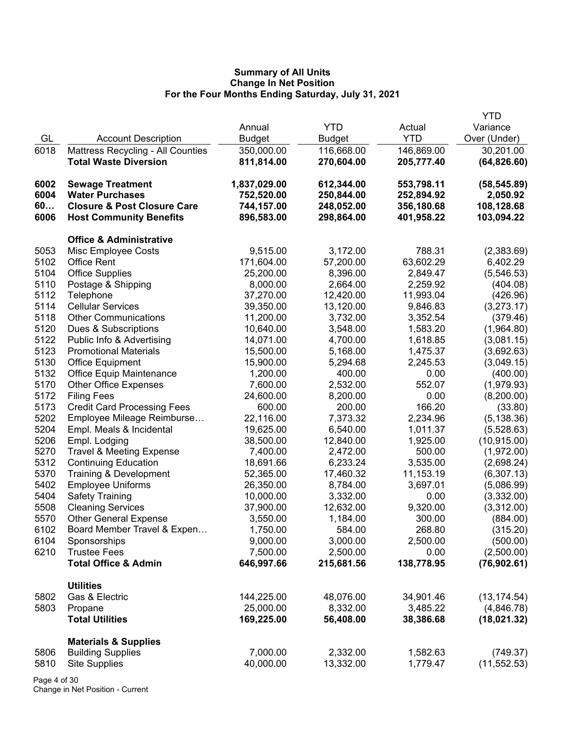**Summary of All Units**
**Change In Net Position**
**For the Four Months Ending Saturday, July 31, 2021**

| GL | Account Description | Annual Budget | YTD Budget | Actual YTD | YTD Variance Over (Under) |
|---|---|---|---|---|---|
| 6018 | Mattress Recycling - All Counties | 350,000.00 | 116,668.00 | 146,869.00 | 30,201.00 |
| | **Total Waste Diversion** | **811,814.00** | **270,604.00** | **205,777.40** | **(64,826.60)** |
| | | | | | |
| **6002** | **Sewage Treatment** | **1,837,029.00** | **612,344.00** | **553,798.11** | **(58,545.89)** |
| **6004** | **Water Purchases** | **752,520.00** | **250,844.00** | **252,894.92** | **2,050.92** |
| **60…** | **Closure & Post Closure Care** | **744,157.00** | **248,052.00** | **356,180.68** | **108,128.68** |
| **6006** | **Host Community Benefits** | **896,583.00** | **298,864.00** | **401,958.22** | **103,094.22** |
| | | | | | |
| | **Office & Administrative** | | | | |
| 5053 | Misc Employee Costs | 9,515.00 | 3,172.00 | 788.31 | (2,383.69) |
| 5102 | Office Rent | 171,604.00 | 57,200.00 | 63,602.29 | 6,402.29 |
| 5104 | Office Supplies | 25,200.00 | 8,396.00 | 2,849.47 | (5,546.53) |
| 5110 | Postage & Shipping | 8,000.00 | 2,664.00 | 2,259.92 | (404.08) |
| 5112 | Telephone | 37,270.00 | 12,420.00 | 11,993.04 | (426.96) |
| 5114 | Cellular Services | 39,350.00 | 13,120.00 | 9,846.83 | (3,273.17) |
| 5118 | Other Communications | 11,200.00 | 3,732.00 | 3,352.54 | (379.46) |
| 5120 | Dues & Subscriptions | 10,640.00 | 3,548.00 | 1,583.20 | (1,964.80) |
| 5122 | Public Info & Advertising | 14,071.00 | 4,700.00 | 1,618.85 | (3,081.15) |
| 5123 | Promotional Materials | 15,500.00 | 5,168.00 | 1,475.37 | (3,692.63) |
| 5130 | Office Equipment | 15,900.00 | 5,294.68 | 2,245.53 | (3,049.15) |
| 5132 | Office Equip Maintenance | 1,200.00 | 400.00 | 0.00 | (400.00) |
| 5170 | Other Office Expenses | 7,600.00 | 2,532.00 | 552.07 | (1,979.93) |
| 5172 | Filing Fees | 24,600.00 | 8,200.00 | 0.00 | (8,200.00) |
| 5173 | Credit Card Processing Fees | 600.00 | 200.00 | 166.20 | (33.80) |
| 5202 | Employee Mileage Reimburse… | 22,116.00 | 7,373.32 | 2,234.96 | (5,138.36) |
| 5204 | Empl. Meals & Incidental | 19,625.00 | 6,540.00 | 1,011.37 | (5,528.63) |
| 5206 | Empl. Lodging | 38,500.00 | 12,840.00 | 1,925.00 | (10,915.00) |
| 5270 | Travel & Meeting Expense | 7,400.00 | 2,472.00 | 500.00 | (1,972.00) |
| 5312 | Continuing Education | 18,691.66 | 6,233.24 | 3,535.00 | (2,698.24) |
| 5370 | Training & Development | 52,365.00 | 17,460.32 | 11,153.19 | (6,307.13) |
| 5402 | Employee Uniforms | 26,350.00 | 8,784.00 | 3,697.01 | (5,086.99) |
| 5404 | Safety Training | 10,000.00 | 3,332.00 | 0.00 | (3,332.00) |
| 5508 | Cleaning Services | 37,900.00 | 12,632.00 | 9,320.00 | (3,312.00) |
| 5570 | Other General Expense | 3,550.00 | 1,184.00 | 300.00 | (884.00) |
| 6102 | Board Member Travel & Expen… | 1,750.00 | 584.00 | 268.80 | (315.20) |
| 6104 | Sponsorships | 9,000.00 | 3,000.00 | 2,500.00 | (500.00) |
| 6210 | Trustee Fees | 7,500.00 | 2,500.00 | 0.00 | (2,500.00) |
| | **Total Office & Admin** | **646,997.66** | **215,681.56** | **138,778.95** | **(76,902.61)** |
| | | | | | |
| | **Utilities** | | | | |
| 5802 | Gas & Electric | 144,225.00 | 48,076.00 | 34,901.46 | (13,174.54) |
| 5803 | Propane | 25,000.00 | 8,332.00 | 3,485.22 | (4,846.78) |
| | **Total Utilities** | **169,225.00** | **56,408.00** | **38,386.68** | **(18,021.32)** |
| | | | | | |
| | **Materials & Supplies** | | | | |
| 5806 | Building Supplies | 7,000.00 | 2,332.00 | 1,582.63 | (749.37) |
| 5810 | Site Supplies | 40,000.00 | 13,332.00 | 1,779.47 | (11,552.53) |

Change in Net Position - Current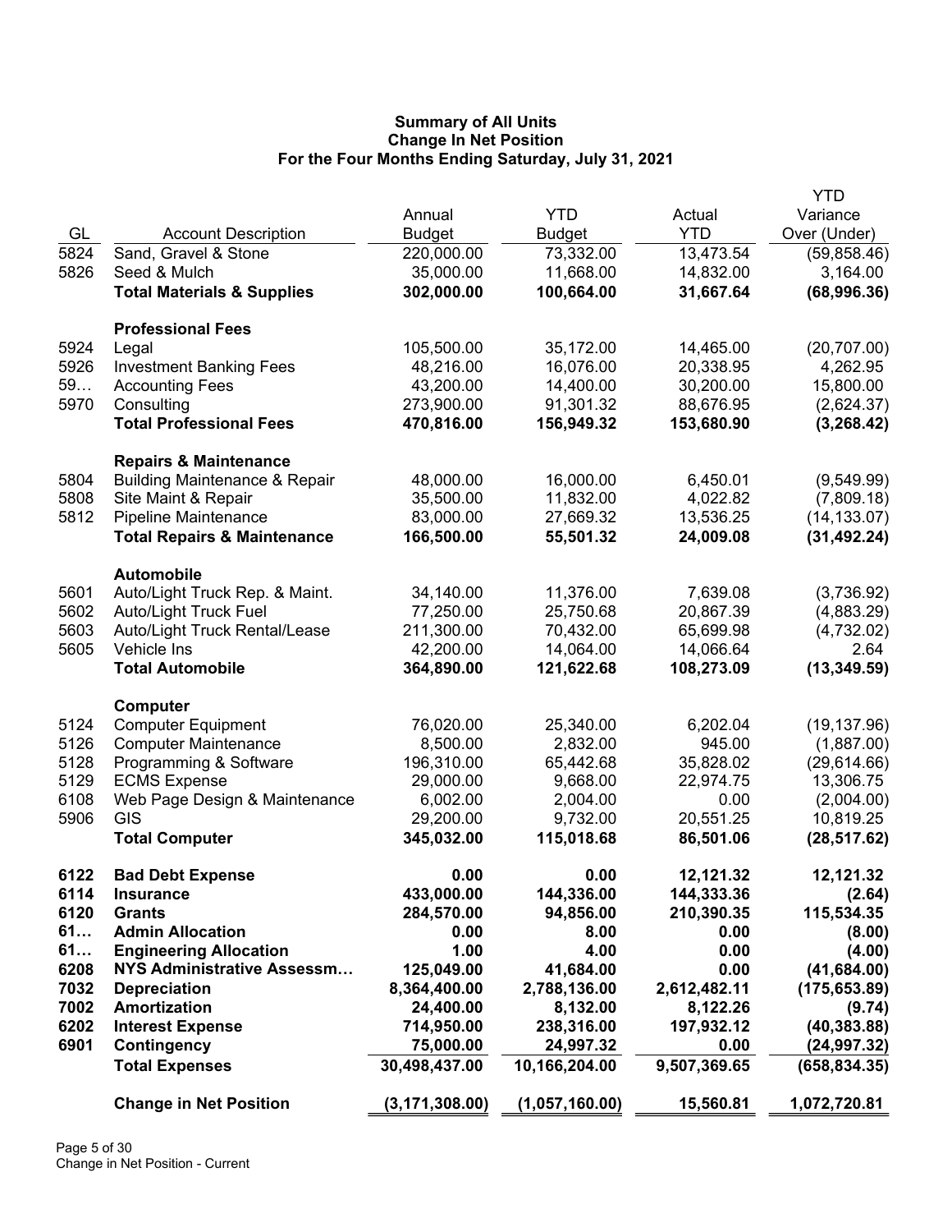# Summary of All Units
## Change In Net Position
### For the Four Months Ending Saturday, July 31, 2021

| GL | Account Description | Annual Budget | YTD Budget | Actual YTD | YTD Variance Over (Under) |
|---|---|---|---|---|---|
| 5824 | Sand, Gravel & Stone | 220,000.00 | 73,332.00 | 13,473.54 | (59,858.46) |
| 5826 | Seed & Mulch | 35,000.00 | 11,668.00 | 14,832.00 | 3,164.00 |
| | **Total Materials & Supplies** | **302,000.00** | **100,664.00** | **31,667.64** | **(68,996.36)** |
| | **Professional Fees** | | | | |
| 5924 | Legal | 105,500.00 | 35,172.00 | 14,465.00 | (20,707.00) |
| 5926 | Investment Banking Fees | 48,216.00 | 16,076.00 | 20,338.95 | 4,262.95 |
| 59… | Accounting Fees | 43,200.00 | 14,400.00 | 30,200.00 | 15,800.00 |
| 5970 | Consulting | 273,900.00 | 91,301.32 | 88,676.95 | (2,624.37) |
| | **Total Professional Fees** | **470,816.00** | **156,949.32** | **153,680.90** | **(3,268.42)** |
| | **Repairs & Maintenance** | | | | |
| 5804 | Building Maintenance & Repair | 48,000.00 | 16,000.00 | 6,450.01 | (9,549.99) |
| 5808 | Site Maint & Repair | 35,500.00 | 11,832.00 | 4,022.82 | (7,809.18) |
| 5812 | Pipeline Maintenance | 83,000.00 | 27,669.32 | 13,536.25 | (14,133.07) |
| | **Total Repairs & Maintenance** | **166,500.00** | **55,501.32** | **24,009.08** | **(31,492.24)** |
| | **Automobile** | | | | |
| 5601 | Auto/Light Truck Rep. & Maint. | 34,140.00 | 11,376.00 | 7,639.08 | (3,736.92) |
| 5602 | Auto/Light Truck Fuel | 77,250.00 | 25,750.68 | 20,867.39 | (4,883.29) |
| 5603 | Auto/Light Truck Rental/Lease | 211,300.00 | 70,432.00 | 65,699.98 | (4,732.02) |
| 5605 | Vehicle Ins | 42,200.00 | 14,064.00 | 14,066.64 | 2.64 |
| | **Total Automobile** | **364,890.00** | **121,622.68** | **108,273.09** | **(13,349.59)** |
| | **Computer** | | | | |
| 5124 | Computer Equipment | 76,020.00 | 25,340.00 | 6,202.04 | (19,137.96) |
| 5126 | Computer Maintenance | 8,500.00 | 2,832.00 | 945.00 | (1,887.00) |
| 5128 | Programming & Software | 196,310.00 | 65,442.68 | 35,828.02 | (29,614.66) |
| 5129 | ECMS Expense | 29,000.00 | 9,668.00 | 22,974.75 | 13,306.75 |
| 6108 | Web Page Design & Maintenance | 6,002.00 | 2,004.00 | 0.00 | (2,004.00) |
| 5906 | GIS | 29,200.00 | 9,732.00 | 20,551.25 | 10,819.25 |
| | **Total Computer** | **345,032.00** | **115,018.68** | **86,501.06** | **(28,517.62)** |
| **6122** | **Bad Debt Expense** | **0.00** | **0.00** | **12,121.32** | **12,121.32** |
| **6114** | **Insurance** | **433,000.00** | **144,336.00** | **144,333.36** | **(2.64)** |
| **6120** | **Grants** | **284,570.00** | **94,856.00** | **210,390.35** | **115,534.35** |
| **61…** | **Admin Allocation** | **0.00** | **8.00** | **0.00** | **(8.00)** |
| **61…** | **Engineering Allocation** | **1.00** | **4.00** | **0.00** | **(4.00)** |
| **6208** | **NYS Administrative Assessm…** | **125,049.00** | **41,684.00** | **0.00** | **(41,684.00)** |
| **7032** | **Depreciation** | **8,364,400.00** | **2,788,136.00** | **2,612,482.11** | **(175,653.89)** |
| **7002** | **Amortization** | **24,400.00** | **8,132.00** | **8,122.26** | **(9.74)** |
| **6202** | **Interest Expense** | **714,950.00** | **238,316.00** | **197,932.12** | **(40,383.88)** |
| **6901** | **Contingency** | **75,000.00** | **24,997.32** | **0.00** | **(24,997.32)** |
| | **Total Expenses** | **30,498,437.00** | **10,166,204.00** | **9,507,369.65** | **(658,834.35)** |
| | **Change in Net Position** | **(3,171,308.00)** | **(1,057,160.00)** | **15,560.81** | **1,072,720.81** |

Change in Net Position - Current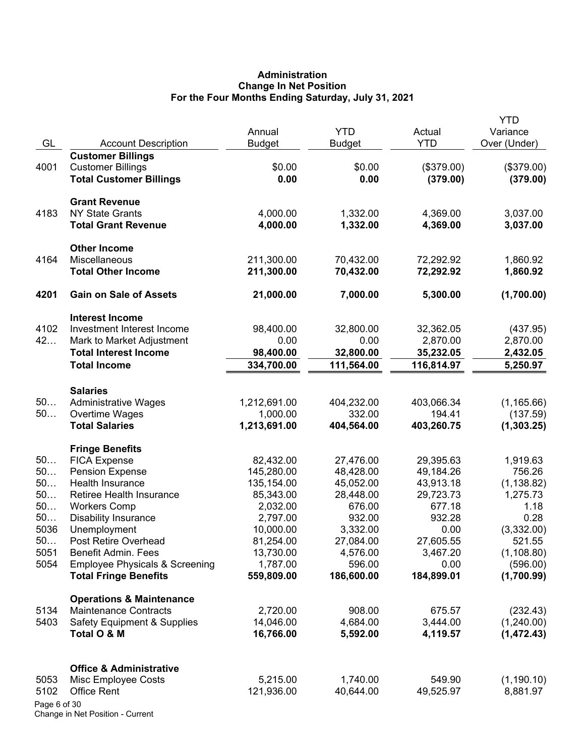# Administration
## Change In Net Position
## For the Four Months Ending Saturday, July 31, 2021

| GL | Account Description | Annual Budget | YTD Budget | Actual YTD | YTD Variance Over (Under) |
|---|---|---|---|---|---|
| | **Customer Billings** | | | | |
| 4001 | Customer Billings | $0.00 | $0.00 | ($379.00) | ($379.00) |
| | **Total Customer Billings** | **0.00** | **0.00** | **(379.00)** | **(379.00)** |
| | **Grant Revenue** | | | | |
| 4183 | NY State Grants | 4,000.00 | 1,332.00 | 4,369.00 | 3,037.00 |
| | **Total Grant Revenue** | **4,000.00** | **1,332.00** | **4,369.00** | **3,037.00** |
| | **Other Income** | | | | |
| 4164 | Miscellaneous | 211,300.00 | 70,432.00 | 72,292.92 | 1,860.92 |
| | **Total Other Income** | **211,300.00** | **70,432.00** | **72,292.92** | **1,860.92** |
| **4201** | **Gain on Sale of Assets** | **21,000.00** | **7,000.00** | **5,300.00** | **(1,700.00)** |
| | **Interest Income** | | | | |
| 4102 | Investment Interest Income | 98,400.00 | 32,800.00 | 32,362.05 | (437.95) |
| 42… | Mark to Market Adjustment | 0.00 | 0.00 | 2,870.00 | 2,870.00 |
| | **Total Interest Income** | **98,400.00** | **32,800.00** | **35,232.05** | **2,432.05** |
| | **Total Income** | **334,700.00** | **111,564.00** | **116,814.97** | **5,250.97** |
| | **Salaries** | | | | |
| 50… | Administrative Wages | 1,212,691.00 | 404,232.00 | 403,066.34 | (1,165.66) |
| 50… | Overtime Wages | 1,000.00 | 332.00 | 194.41 | (137.59) |
| | **Total Salaries** | **1,213,691.00** | **404,564.00** | **403,260.75** | **(1,303.25)** |
| | **Fringe Benefits** | | | | |
| 50… | FICA Expense | 82,432.00 | 27,476.00 | 29,395.63 | 1,919.63 |
| 50… | Pension Expense | 145,280.00 | 48,428.00 | 49,184.26 | 756.26 |
| 50… | Health Insurance | 135,154.00 | 45,052.00 | 43,913.18 | (1,138.82) |
| 50… | Retiree Health Insurance | 85,343.00 | 28,448.00 | 29,723.73 | 1,275.73 |
| 50… | Workers Comp | 2,032.00 | 676.00 | 677.18 | 1.18 |
| 50… | Disability Insurance | 2,797.00 | 932.00 | 932.28 | 0.28 |
| 5036 | Unemployment | 10,000.00 | 3,332.00 | 0.00 | (3,332.00) |
| 50… | Post Retire Overhead | 81,254.00 | 27,084.00 | 27,605.55 | 521.55 |
| 5051 | Benefit Admin. Fees | 13,730.00 | 4,576.00 | 3,467.20 | (1,108.80) |
| 5054 | Employee Physicals & Screening | 1,787.00 | 596.00 | 0.00 | (596.00) |
| | **Total Fringe Benefits** | **559,809.00** | **186,600.00** | **184,899.01** | **(1,700.99)** |
| | **Operations & Maintenance** | | | | |
| 5134 | Maintenance Contracts | 2,720.00 | 908.00 | 675.57 | (232.43) |
| 5403 | Safety Equipment & Supplies | 14,046.00 | 4,684.00 | 3,444.00 | (1,240.00) |
| | **Total O & M** | **16,766.00** | **5,592.00** | **4,119.57** | **(1,472.43)** |
| | **Office & Administrative** | | | | |
| 5053 | Misc Employee Costs | 5,215.00 | 1,740.00 | 549.90 | (1,190.10) |
| 5102 | Office Rent | 121,936.00 | 40,644.00 | 49,525.97 | 8,881.97 |

Change in Net Position - Current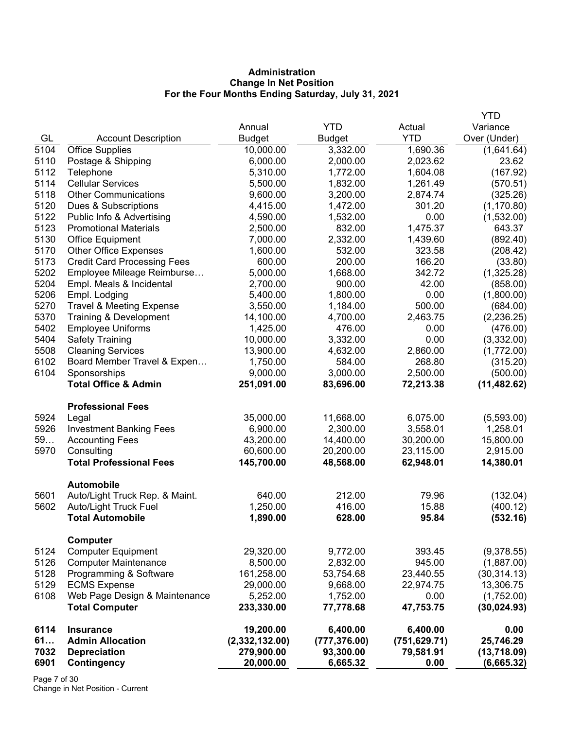**Administration**
**Change In Net Position**
**For the Four Months Ending Saturday, July 31, 2021**

| GL | Account Description | Annual Budget | YTD Budget | Actual YTD | YTD Variance Over (Under) |
|---|---|---|---|---|---|
| 5104 | Office Supplies | 10,000.00 | 3,332.00 | 1,690.36 | (1,641.64) |
| 5110 | Postage & Shipping | 6,000.00 | 2,000.00 | 2,023.62 | 23.62 |
| 5112 | Telephone | 5,310.00 | 1,772.00 | 1,604.08 | (167.92) |
| 5114 | Cellular Services | 5,500.00 | 1,832.00 | 1,261.49 | (570.51) |
| 5118 | Other Communications | 9,600.00 | 3,200.00 | 2,874.74 | (325.26) |
| 5120 | Dues & Subscriptions | 4,415.00 | 1,472.00 | 301.20 | (1,170.80) |
| 5122 | Public Info & Advertising | 4,590.00 | 1,532.00 | 0.00 | (1,532.00) |
| 5123 | Promotional Materials | 2,500.00 | 832.00 | 1,475.37 | 643.37 |
| 5130 | Office Equipment | 7,000.00 | 2,332.00 | 1,439.60 | (892.40) |
| 5170 | Other Office Expenses | 1,600.00 | 532.00 | 323.58 | (208.42) |
| 5173 | Credit Card Processing Fees | 600.00 | 200.00 | 166.20 | (33.80) |
| 5202 | Employee Mileage Reimburse… | 5,000.00 | 1,668.00 | 342.72 | (1,325.28) |
| 5204 | Empl. Meals & Incidental | 2,700.00 | 900.00 | 42.00 | (858.00) |
| 5206 | Empl. Lodging | 5,400.00 | 1,800.00 | 0.00 | (1,800.00) |
| 5270 | Travel & Meeting Expense | 3,550.00 | 1,184.00 | 500.00 | (684.00) |
| 5370 | Training & Development | 14,100.00 | 4,700.00 | 2,463.75 | (2,236.25) |
| 5402 | Employee Uniforms | 1,425.00 | 476.00 | 0.00 | (476.00) |
| 5404 | Safety Training | 10,000.00 | 3,332.00 | 0.00 | (3,332.00) |
| 5508 | Cleaning Services | 13,900.00 | 4,632.00 | 2,860.00 | (1,772.00) |
| 6102 | Board Member Travel & Expen… | 1,750.00 | 584.00 | 268.80 | (315.20) |
| 6104 | Sponsorships | 9,000.00 | 3,000.00 | 2,500.00 | (500.00) |
| | **Total Office & Admin** | **251,091.00** | **83,696.00** | **72,213.38** | **(11,482.62)** |
| | **Professional Fees** | | | | |
| 5924 | Legal | 35,000.00 | 11,668.00 | 6,075.00 | (5,593.00) |
| 5926 | Investment Banking Fees | 6,900.00 | 2,300.00 | 3,558.01 | 1,258.01 |
| 59… | Accounting Fees | 43,200.00 | 14,400.00 | 30,200.00 | 15,800.00 |
| 5970 | Consulting | 60,600.00 | 20,200.00 | 23,115.00 | 2,915.00 |
| | **Total Professional Fees** | **145,700.00** | **48,568.00** | **62,948.01** | **14,380.01** |
| | **Automobile** | | | | |
| 5601 | Auto/Light Truck Rep. & Maint. | 640.00 | 212.00 | 79.96 | (132.04) |
| 5602 | Auto/Light Truck Fuel | 1,250.00 | 416.00 | 15.88 | (400.12) |
| | **Total Automobile** | **1,890.00** | **628.00** | **95.84** | **(532.16)** |
| | **Computer** | | | | |
| 5124 | Computer Equipment | 29,320.00 | 9,772.00 | 393.45 | (9,378.55) |
| 5126 | Computer Maintenance | 8,500.00 | 2,832.00 | 945.00 | (1,887.00) |
| 5128 | Programming & Software | 161,258.00 | 53,754.68 | 23,440.55 | (30,314.13) |
| 5129 | ECMS Expense | 29,000.00 | 9,668.00 | 22,974.75 | 13,306.75 |
| 6108 | Web Page Design & Maintenance | 5,252.00 | 1,752.00 | 0.00 | (1,752.00) |
| | **Total Computer** | **233,330.00** | **77,778.68** | **47,753.75** | **(30,024.93)** |
| **6114** | **Insurance** | **19,200.00** | **6,400.00** | **6,400.00** | **0.00** |
| **61…** | **Admin Allocation** | **(2,332,132.00)** | **(777,376.00)** | **(751,629.71)** | **25,746.29** |
| **7032** | **Depreciation** | **279,900.00** | **93,300.00** | **79,581.91** | **(13,718.09)** |
| **6901** | **Contingency** | **20,000.00** | **6,665.32** | **0.00** | **(6,665.32)** |

Change in Net Position - Current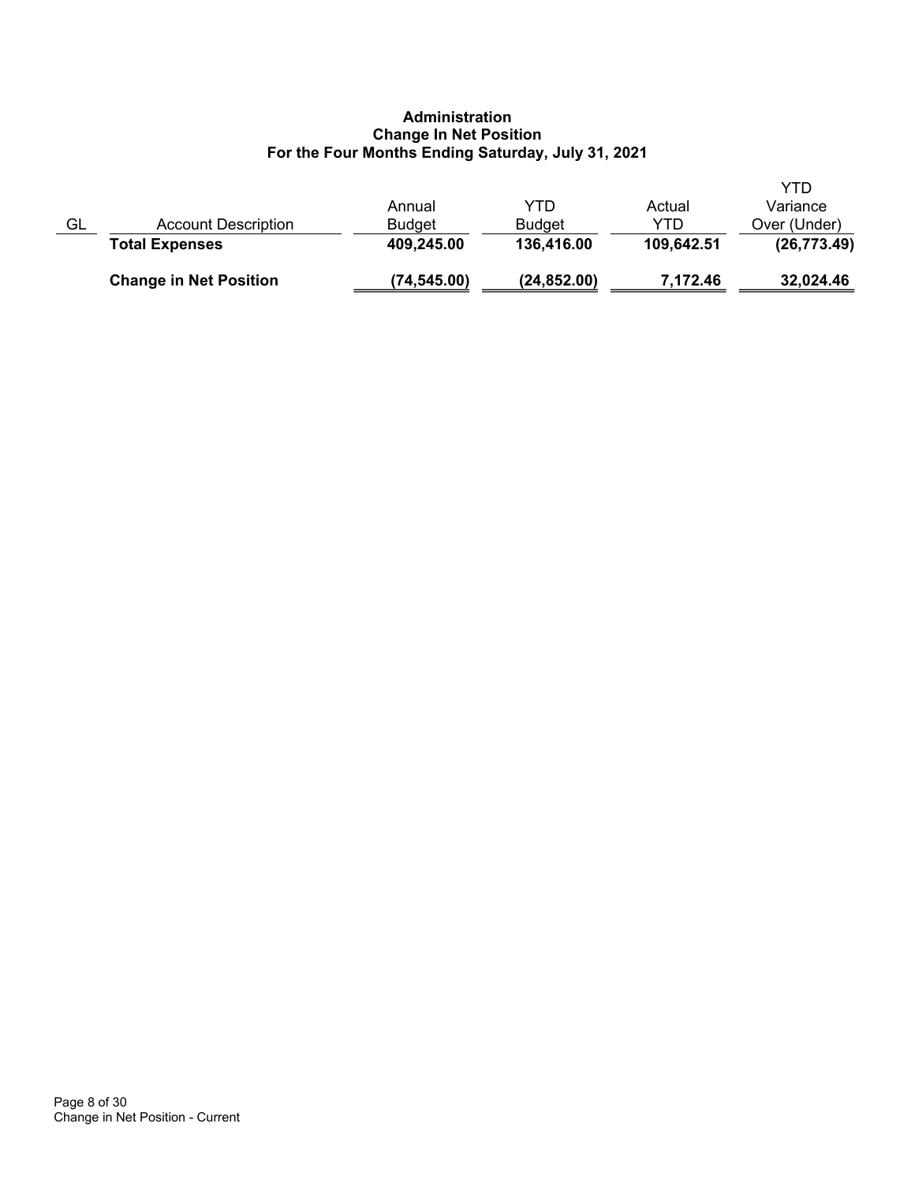**Administration**
**Change In Net Position**
**For the Four Months Ending Saturday, July 31, 2021**

| GL | Account Description | Annual Budget | YTD Budget | Actual YTD | YTD Variance Over (Under) |
|---|---|---|---|---|---|
| | **Total Expenses** | **409,245.00** | **136,416.00** | **109,642.51** | **(26,773.49)** |
| | **Change in Net Position** | **(74,545.00)** | **(24,852.00)** | **7,172.46** | **32,024.46** |

Change in Net Position - Current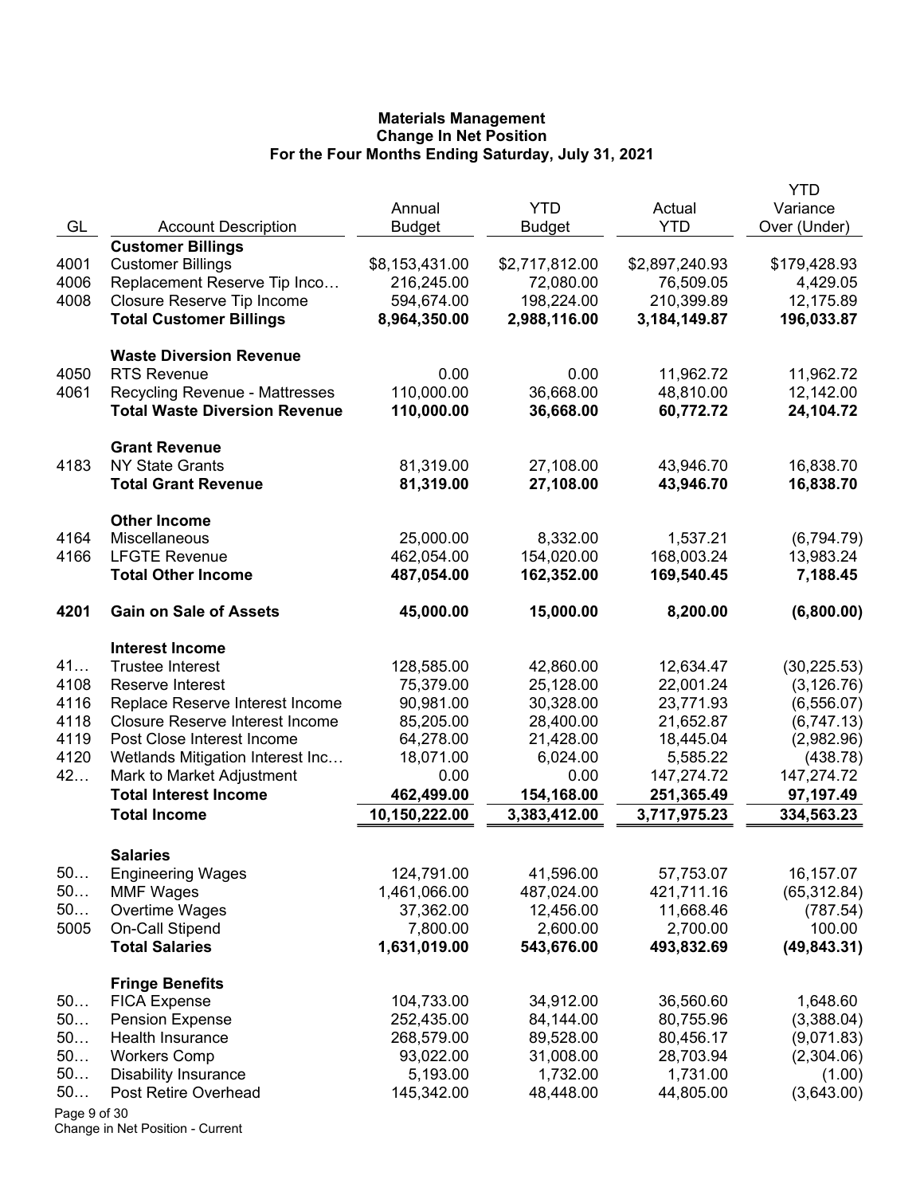**Materials Management**
**Change In Net Position**
**For the Four Months Ending Saturday, July 31, 2021**

| GL | Account Description | Annual Budget | YTD Budget | Actual YTD | YTD Variance Over (Under) |
|---|---|---|---|---|---|
| | **Customer Billings** | | | | |
| 4001 | Customer Billings | $8,153,431.00 | $2,717,812.00 | $2,897,240.93 | $179,428.93 |
| 4006 | Replacement Reserve Tip Inco… | 216,245.00 | 72,080.00 | 76,509.05 | 4,429.05 |
| 4008 | Closure Reserve Tip Income | 594,674.00 | 198,224.00 | 210,399.89 | 12,175.89 |
| | **Total Customer Billings** | **8,964,350.00** | **2,988,116.00** | **3,184,149.87** | **196,033.87** |
| | **Waste Diversion Revenue** | | | | |
| 4050 | RTS Revenue | 0.00 | 0.00 | 11,962.72 | 11,962.72 |
| 4061 | Recycling Revenue - Mattresses | 110,000.00 | 36,668.00 | 48,810.00 | 12,142.00 |
| | **Total Waste Diversion Revenue** | **110,000.00** | **36,668.00** | **60,772.72** | **24,104.72** |
| | **Grant Revenue** | | | | |
| 4183 | NY State Grants | 81,319.00 | 27,108.00 | 43,946.70 | 16,838.70 |
| | **Total Grant Revenue** | **81,319.00** | **27,108.00** | **43,946.70** | **16,838.70** |
| | **Other Income** | | | | |
| 4164 | Miscellaneous | 25,000.00 | 8,332.00 | 1,537.21 | (6,794.79) |
| 4166 | LFGTE Revenue | 462,054.00 | 154,020.00 | 168,003.24 | 13,983.24 |
| | **Total Other Income** | **487,054.00** | **162,352.00** | **169,540.45** | **7,188.45** |
| **4201** | **Gain on Sale of Assets** | **45,000.00** | **15,000.00** | **8,200.00** | **(6,800.00)** |
| | **Interest Income** | | | | |
| 41… | Trustee Interest | 128,585.00 | 42,860.00 | 12,634.47 | (30,225.53) |
| 4108 | Reserve Interest | 75,379.00 | 25,128.00 | 22,001.24 | (3,126.76) |
| 4116 | Replace Reserve Interest Income | 90,981.00 | 30,328.00 | 23,771.93 | (6,556.07) |
| 4118 | Closure Reserve Interest Income | 85,205.00 | 28,400.00 | 21,652.87 | (6,747.13) |
| 4119 | Post Close Interest Income | 64,278.00 | 21,428.00 | 18,445.04 | (2,982.96) |
| 4120 | Wetlands Mitigation Interest Inc… | 18,071.00 | 6,024.00 | 5,585.22 | (438.78) |
| 42… | Mark to Market Adjustment | 0.00 | 0.00 | 147,274.72 | 147,274.72 |
| | **Total Interest Income** | **462,499.00** | **154,168.00** | **251,365.49** | **97,197.49** |
| | **Total Income** | **10,150,222.00** | **3,383,412.00** | **3,717,975.23** | **334,563.23** |
| | **Salaries** | | | | |
| 50… | Engineering Wages | 124,791.00 | 41,596.00 | 57,753.07 | 16,157.07 |
| 50… | MMF Wages | 1,461,066.00 | 487,024.00 | 421,711.16 | (65,312.84) |
| 50… | Overtime Wages | 37,362.00 | 12,456.00 | 11,668.46 | (787.54) |
| 5005 | On-Call Stipend | 7,800.00 | 2,600.00 | 2,700.00 | 100.00 |
| | **Total Salaries** | **1,631,019.00** | **543,676.00** | **493,832.69** | **(49,843.31)** |
| | **Fringe Benefits** | | | | |
| 50… | FICA Expense | 104,733.00 | 34,912.00 | 36,560.60 | 1,648.60 |
| 50… | Pension Expense | 252,435.00 | 84,144.00 | 80,755.96 | (3,388.04) |
| 50… | Health Insurance | 268,579.00 | 89,528.00 | 80,456.17 | (9,071.83) |
| 50… | Workers Comp | 93,022.00 | 31,008.00 | 28,703.94 | (2,304.06) |
| 50… | Disability Insurance | 5,193.00 | 1,732.00 | 1,731.00 | (1.00) |
| 50… | Post Retire Overhead | 145,342.00 | 48,448.00 | 44,805.00 | (3,643.00) |

Change in Net Position - Current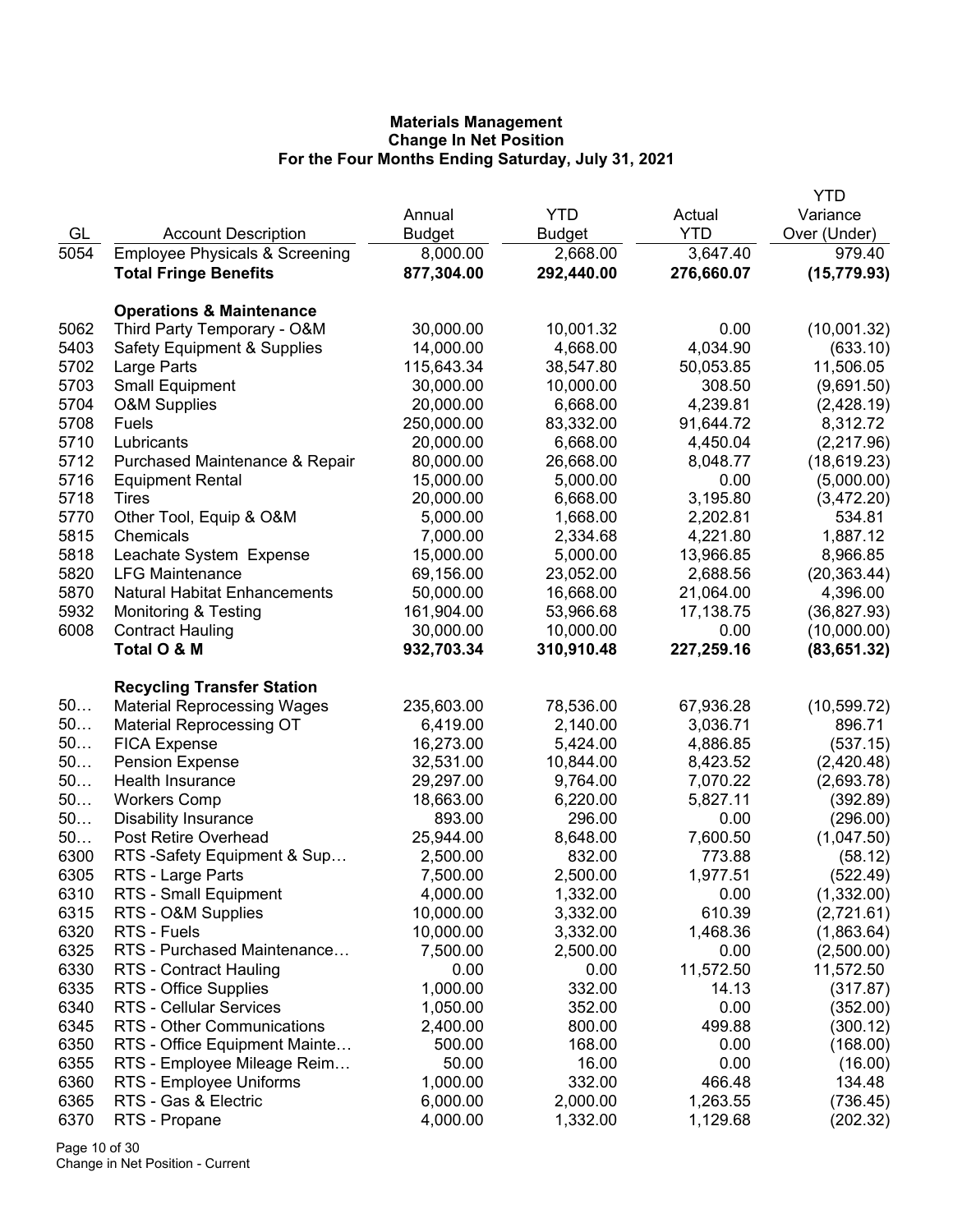**Materials Management**
**Change In Net Position**
**For the Four Months Ending Saturday, July 31, 2021**

| GL | Account Description | Annual Budget | YTD Budget | Actual YTD | YTD Variance Over (Under) |
|---|---|---|---|---|---|
| 5054 | Employee Physicals & Screening | 8,000.00 | 2,668.00 | 3,647.40 | 979.40 |
| | **Total Fringe Benefits** | **877,304.00** | **292,440.00** | **276,660.07** | **(15,779.93)** |
| | **Operations & Maintenance** | | | | |
| 5062 | Third Party Temporary - O&M | 30,000.00 | 10,001.32 | 0.00 | (10,001.32) |
| 5403 | Safety Equipment & Supplies | 14,000.00 | 4,668.00 | 4,034.90 | (633.10) |
| 5702 | Large Parts | 115,643.34 | 38,547.80 | 50,053.85 | 11,506.05 |
| 5703 | Small Equipment | 30,000.00 | 10,000.00 | 308.50 | (9,691.50) |
| 5704 | O&M Supplies | 20,000.00 | 6,668.00 | 4,239.81 | (2,428.19) |
| 5708 | Fuels | 250,000.00 | 83,332.00 | 91,644.72 | 8,312.72 |
| 5710 | Lubricants | 20,000.00 | 6,668.00 | 4,450.04 | (2,217.96) |
| 5712 | Purchased Maintenance & Repair | 80,000.00 | 26,668.00 | 8,048.77 | (18,619.23) |
| 5716 | Equipment Rental | 15,000.00 | 5,000.00 | 0.00 | (5,000.00) |
| 5718 | Tires | 20,000.00 | 6,668.00 | 3,195.80 | (3,472.20) |
| 5770 | Other Tool, Equip & O&M | 5,000.00 | 1,668.00 | 2,202.81 | 534.81 |
| 5815 | Chemicals | 7,000.00 | 2,334.68 | 4,221.80 | 1,887.12 |
| 5818 | Leachate System Expense | 15,000.00 | 5,000.00 | 13,966.85 | 8,966.85 |
| 5820 | LFG Maintenance | 69,156.00 | 23,052.00 | 2,688.56 | (20,363.44) |
| 5870 | Natural Habitat Enhancements | 50,000.00 | 16,668.00 | 21,064.00 | 4,396.00 |
| 5932 | Monitoring & Testing | 161,904.00 | 53,966.68 | 17,138.75 | (36,827.93) |
| 6008 | Contract Hauling | 30,000.00 | 10,000.00 | 0.00 | (10,000.00) |
| | **Total O & M** | **932,703.34** | **310,910.48** | **227,259.16** | **(83,651.32)** |
| | **Recycling Transfer Station** | | | | |
| 50… | Material Reprocessing Wages | 235,603.00 | 78,536.00 | 67,936.28 | (10,599.72) |
| 50… | Material Reprocessing OT | 6,419.00 | 2,140.00 | 3,036.71 | 896.71 |
| 50… | FICA Expense | 16,273.00 | 5,424.00 | 4,886.85 | (537.15) |
| 50… | Pension Expense | 32,531.00 | 10,844.00 | 8,423.52 | (2,420.48) |
| 50… | Health Insurance | 29,297.00 | 9,764.00 | 7,070.22 | (2,693.78) |
| 50… | Workers Comp | 18,663.00 | 6,220.00 | 5,827.11 | (392.89) |
| 50… | Disability Insurance | 893.00 | 296.00 | 0.00 | (296.00) |
| 50… | Post Retire Overhead | 25,944.00 | 8,648.00 | 7,600.50 | (1,047.50) |
| 6300 | RTS -Safety Equipment & Sup… | 2,500.00 | 832.00 | 773.88 | (58.12) |
| 6305 | RTS - Large Parts | 7,500.00 | 2,500.00 | 1,977.51 | (522.49) |
| 6310 | RTS - Small Equipment | 4,000.00 | 1,332.00 | 0.00 | (1,332.00) |
| 6315 | RTS - O&M Supplies | 10,000.00 | 3,332.00 | 610.39 | (2,721.61) |
| 6320 | RTS - Fuels | 10,000.00 | 3,332.00 | 1,468.36 | (1,863.64) |
| 6325 | RTS - Purchased Maintenance… | 7,500.00 | 2,500.00 | 0.00 | (2,500.00) |
| 6330 | RTS - Contract Hauling | 0.00 | 0.00 | 11,572.50 | 11,572.50 |
| 6335 | RTS - Office Supplies | 1,000.00 | 332.00 | 14.13 | (317.87) |
| 6340 | RTS - Cellular Services | 1,050.00 | 352.00 | 0.00 | (352.00) |
| 6345 | RTS - Other Communications | 2,400.00 | 800.00 | 499.88 | (300.12) |
| 6350 | RTS - Office Equipment Mainte… | 500.00 | 168.00 | 0.00 | (168.00) |
| 6355 | RTS - Employee Mileage Reim… | 50.00 | 16.00 | 0.00 | (16.00) |
| 6360 | RTS - Employee Uniforms | 1,000.00 | 332.00 | 466.48 | 134.48 |
| 6365 | RTS - Gas & Electric | 6,000.00 | 2,000.00 | 1,263.55 | (736.45) |
| 6370 | RTS - Propane | 4,000.00 | 1,332.00 | 1,129.68 | (202.32) |

Change in Net Position - Current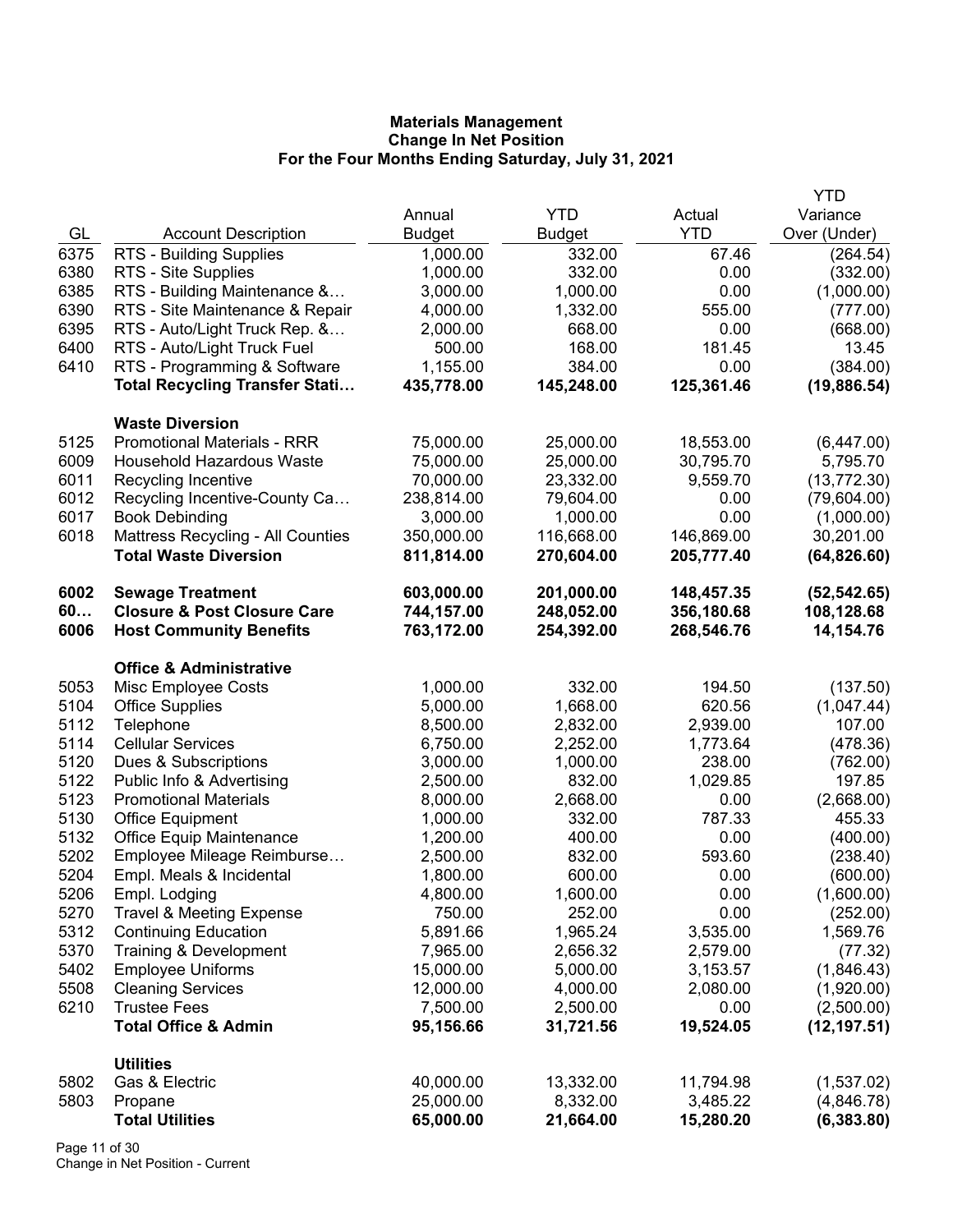**Materials Management**
**Change In Net Position**
**For the Four Months Ending Saturday, July 31, 2021**

| GL | Account Description | Annual Budget | YTD Budget | Actual YTD | YTD Variance Over (Under) |
|---|---|---|---|---|---|
| 6375 | RTS - Building Supplies | 1,000.00 | 332.00 | 67.46 | (264.54) |
| 6380 | RTS - Site Supplies | 1,000.00 | 332.00 | 0.00 | (332.00) |
| 6385 | RTS - Building Maintenance &… | 3,000.00 | 1,000.00 | 0.00 | (1,000.00) |
| 6390 | RTS - Site Maintenance & Repair | 4,000.00 | 1,332.00 | 555.00 | (777.00) |
| 6395 | RTS - Auto/Light Truck Rep. &… | 2,000.00 | 668.00 | 0.00 | (668.00) |
| 6400 | RTS - Auto/Light Truck Fuel | 500.00 | 168.00 | 181.45 | 13.45 |
| 6410 | RTS - Programming & Software | 1,155.00 | 384.00 | 0.00 | (384.00) |
| | **Total Recycling Transfer Stati…** | **435,778.00** | **145,248.00** | **125,361.46** | **(19,886.54)** |
| | **Waste Diversion** | | | | |
| 5125 | Promotional Materials - RRR | 75,000.00 | 25,000.00 | 18,553.00 | (6,447.00) |
| 6009 | Household Hazardous Waste | 75,000.00 | 25,000.00 | 30,795.70 | 5,795.70 |
| 6011 | Recycling Incentive | 70,000.00 | 23,332.00 | 9,559.70 | (13,772.30) |
| 6012 | Recycling Incentive-County Ca… | 238,814.00 | 79,604.00 | 0.00 | (79,604.00) |
| 6017 | Book Debinding | 3,000.00 | 1,000.00 | 0.00 | (1,000.00) |
| 6018 | Mattress Recycling - All Counties | 350,000.00 | 116,668.00 | 146,869.00 | 30,201.00 |
| | **Total Waste Diversion** | **811,814.00** | **270,604.00** | **205,777.40** | **(64,826.60)** |
| **6002** | **Sewage Treatment** | **603,000.00** | **201,000.00** | **148,457.35** | **(52,542.65)** |
| **60…** | **Closure & Post Closure Care** | **744,157.00** | **248,052.00** | **356,180.68** | **108,128.68** |
| **6006** | **Host Community Benefits** | **763,172.00** | **254,392.00** | **268,546.76** | **14,154.76** |
| | **Office & Administrative** | | | | |
| 5053 | Misc Employee Costs | 1,000.00 | 332.00 | 194.50 | (137.50) |
| 5104 | Office Supplies | 5,000.00 | 1,668.00 | 620.56 | (1,047.44) |
| 5112 | Telephone | 8,500.00 | 2,832.00 | 2,939.00 | 107.00 |
| 5114 | Cellular Services | 6,750.00 | 2,252.00 | 1,773.64 | (478.36) |
| 5120 | Dues & Subscriptions | 3,000.00 | 1,000.00 | 238.00 | (762.00) |
| 5122 | Public Info & Advertising | 2,500.00 | 832.00 | 1,029.85 | 197.85 |
| 5123 | Promotional Materials | 8,000.00 | 2,668.00 | 0.00 | (2,668.00) |
| 5130 | Office Equipment | 1,000.00 | 332.00 | 787.33 | 455.33 |
| 5132 | Office Equip Maintenance | 1,200.00 | 400.00 | 0.00 | (400.00) |
| 5202 | Employee Mileage Reimburse… | 2,500.00 | 832.00 | 593.60 | (238.40) |
| 5204 | Empl. Meals & Incidental | 1,800.00 | 600.00 | 0.00 | (600.00) |
| 5206 | Empl. Lodging | 4,800.00 | 1,600.00 | 0.00 | (1,600.00) |
| 5270 | Travel & Meeting Expense | 750.00 | 252.00 | 0.00 | (252.00) |
| 5312 | Continuing Education | 5,891.66 | 1,965.24 | 3,535.00 | 1,569.76 |
| 5370 | Training & Development | 7,965.00 | 2,656.32 | 2,579.00 | (77.32) |
| 5402 | Employee Uniforms | 15,000.00 | 5,000.00 | 3,153.57 | (1,846.43) |
| 5508 | Cleaning Services | 12,000.00 | 4,000.00 | 2,080.00 | (1,920.00) |
| 6210 | Trustee Fees | 7,500.00 | 2,500.00 | 0.00 | (2,500.00) |
| | **Total Office & Admin** | **95,156.66** | **31,721.56** | **19,524.05** | **(12,197.51)** |
| | **Utilities** | | | | |
| 5802 | Gas & Electric | 40,000.00 | 13,332.00 | 11,794.98 | (1,537.02) |
| 5803 | Propane | 25,000.00 | 8,332.00 | 3,485.22 | (4,846.78) |
| | **Total Utilities** | **65,000.00** | **21,664.00** | **15,280.20** | **(6,383.80)** |

Change in Net Position - Current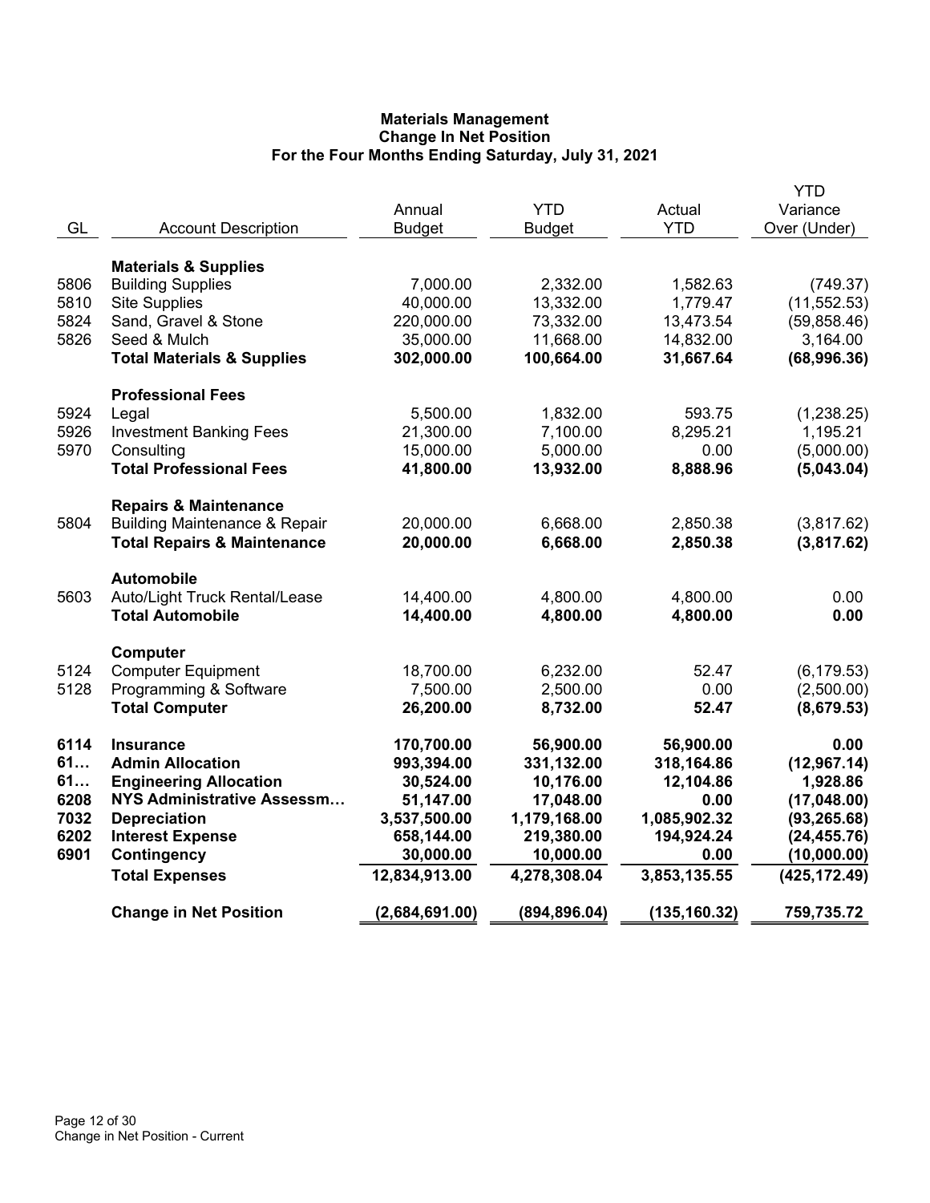# Materials Management
## Change In Net Position
### For the Four Months Ending Saturday, July 31, 2021

| GL | Account Description | Annual Budget | YTD Budget | Actual YTD | YTD Variance Over (Under) |
|---|---|---|---|---|---|
| | **Materials & Supplies** | | | | |
| 5806 | Building Supplies | 7,000.00 | 2,332.00 | 1,582.63 | (749.37) |
| 5810 | Site Supplies | 40,000.00 | 13,332.00 | 1,779.47 | (11,552.53) |
| 5824 | Sand, Gravel & Stone | 220,000.00 | 73,332.00 | 13,473.54 | (59,858.46) |
| 5826 | Seed & Mulch | 35,000.00 | 11,668.00 | 14,832.00 | 3,164.00 |
| | **Total Materials & Supplies** | **302,000.00** | **100,664.00** | **31,667.64** | **(68,996.36)** |
| | **Professional Fees** | | | | |
| 5924 | Legal | 5,500.00 | 1,832.00 | 593.75 | (1,238.25) |
| 5926 | Investment Banking Fees | 21,300.00 | 7,100.00 | 8,295.21 | 1,195.21 |
| 5970 | Consulting | 15,000.00 | 5,000.00 | 0.00 | (5,000.00) |
| | **Total Professional Fees** | **41,800.00** | **13,932.00** | **8,888.96** | **(5,043.04)** |
| | **Repairs & Maintenance** | | | | |
| 5804 | Building Maintenance & Repair | 20,000.00 | 6,668.00 | 2,850.38 | (3,817.62) |
| | **Total Repairs & Maintenance** | **20,000.00** | **6,668.00** | **2,850.38** | **(3,817.62)** |
| | **Automobile** | | | | |
| 5603 | Auto/Light Truck Rental/Lease | 14,400.00 | 4,800.00 | 4,800.00 | 0.00 |
| | **Total Automobile** | **14,400.00** | **4,800.00** | **4,800.00** | **0.00** |
| | **Computer** | | | | |
| 5124 | Computer Equipment | 18,700.00 | 6,232.00 | 52.47 | (6,179.53) |
| 5128 | Programming & Software | 7,500.00 | 2,500.00 | 0.00 | (2,500.00) |
| | **Total Computer** | **26,200.00** | **8,732.00** | **52.47** | **(8,679.53)** |
| **6114** | **Insurance** | **170,700.00** | **56,900.00** | **56,900.00** | **0.00** |
| **61…** | **Admin Allocation** | **993,394.00** | **331,132.00** | **318,164.86** | **(12,967.14)** |
| **61…** | **Engineering Allocation** | **30,524.00** | **10,176.00** | **12,104.86** | **1,928.86** |
| **6208** | **NYS Administrative Assessm…** | **51,147.00** | **17,048.00** | **0.00** | **(17,048.00)** |
| **7032** | **Depreciation** | **3,537,500.00** | **1,179,168.00** | **1,085,902.32** | **(93,265.68)** |
| **6202** | **Interest Expense** | **658,144.00** | **219,380.00** | **194,924.24** | **(24,455.76)** |
| **6901** | **Contingency** | **30,000.00** | **10,000.00** | **0.00** | **(10,000.00)** |
| | **Total Expenses** | **12,834,913.00** | **4,278,308.04** | **3,853,135.55** | **(425,172.49)** |
| | **Change in Net Position** | **(2,684,691.00)** | **(894,896.04)** | **(135,160.32)** | **759,735.72** |

Change in Net Position - Current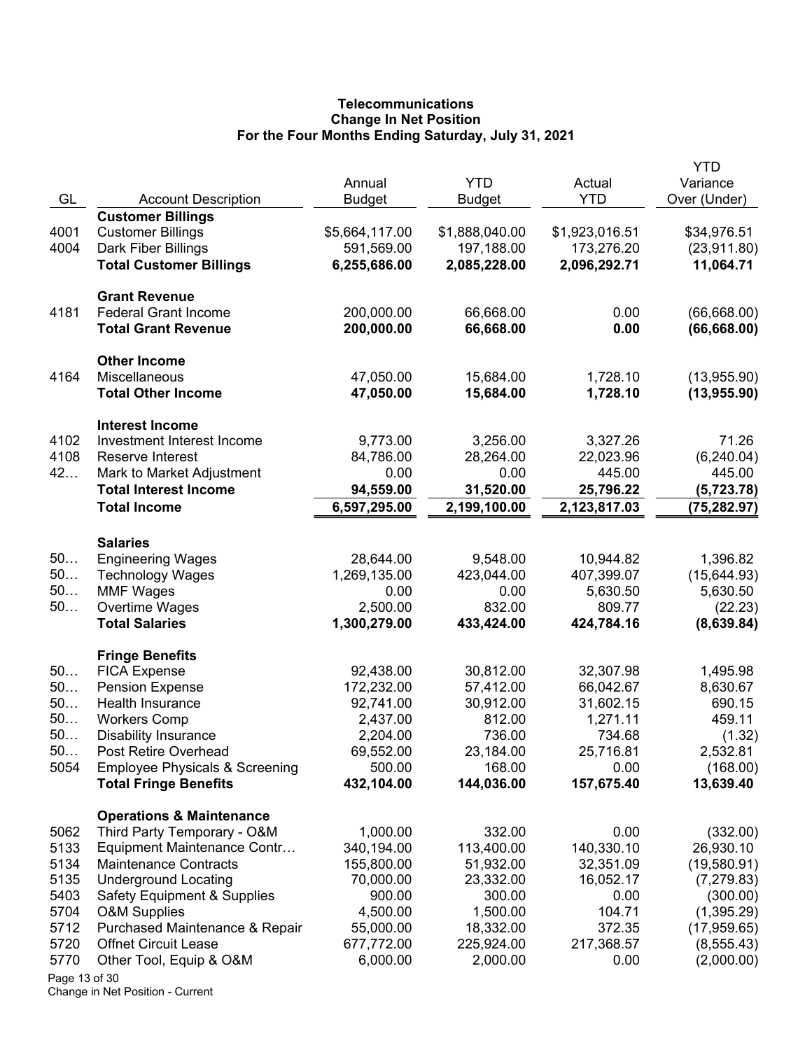**Telecommunications**
**Change In Net Position**
**For the Four Months Ending Saturday, July 31, 2021**

| GL | Account Description | Annual Budget | YTD Budget | Actual YTD | YTD Variance Over (Under) |
|---|---|---|---|---|---|
| | **Customer Billings** | | | | |
| 4001 | Customer Billings | $5,664,117.00 | $1,888,040.00 | $1,923,016.51 | $34,976.51 |
| 4004 | Dark Fiber Billings | 591,569.00 | 197,188.00 | 173,276.20 | (23,911.80) |
| | **Total Customer Billings** | **6,255,686.00** | **2,085,228.00** | **2,096,292.71** | **11,064.71** |
| | **Grant Revenue** | | | | |
| 4181 | Federal Grant Income | 200,000.00 | 66,668.00 | 0.00 | (66,668.00) |
| | **Total Grant Revenue** | **200,000.00** | **66,668.00** | **0.00** | **(66,668.00)** |
| | **Other Income** | | | | |
| 4164 | Miscellaneous | 47,050.00 | 15,684.00 | 1,728.10 | (13,955.90) |
| | **Total Other Income** | **47,050.00** | **15,684.00** | **1,728.10** | **(13,955.90)** |
| | **Interest Income** | | | | |
| 4102 | Investment Interest Income | 9,773.00 | 3,256.00 | 3,327.26 | 71.26 |
| 4108 | Reserve Interest | 84,786.00 | 28,264.00 | 22,023.96 | (6,240.04) |
| 42… | Mark to Market Adjustment | 0.00 | 0.00 | 445.00 | 445.00 |
| | **Total Interest Income** | **94,559.00** | **31,520.00** | **25,796.22** | **(5,723.78)** |
| | **Total Income** | **6,597,295.00** | **2,199,100.00** | **2,123,817.03** | **(75,282.97)** |
| | **Salaries** | | | | |
| 50… | Engineering Wages | 28,644.00 | 9,548.00 | 10,944.82 | 1,396.82 |
| 50… | Technology Wages | 1,269,135.00 | 423,044.00 | 407,399.07 | (15,644.93) |
| 50… | MMF Wages | 0.00 | 0.00 | 5,630.50 | 5,630.50 |
| 50… | Overtime Wages | 2,500.00 | 832.00 | 809.77 | (22.23) |
| | **Total Salaries** | **1,300,279.00** | **433,424.00** | **424,784.16** | **(8,639.84)** |
| | **Fringe Benefits** | | | | |
| 50… | FICA Expense | 92,438.00 | 30,812.00 | 32,307.98 | 1,495.98 |
| 50… | Pension Expense | 172,232.00 | 57,412.00 | 66,042.67 | 8,630.67 |
| 50… | Health Insurance | 92,741.00 | 30,912.00 | 31,602.15 | 690.15 |
| 50… | Workers Comp | 2,437.00 | 812.00 | 1,271.11 | 459.11 |
| 50… | Disability Insurance | 2,204.00 | 736.00 | 734.68 | (1.32) |
| 50… | Post Retire Overhead | 69,552.00 | 23,184.00 | 25,716.81 | 2,532.81 |
| 5054 | Employee Physicals & Screening | 500.00 | 168.00 | 0.00 | (168.00) |
| | **Total Fringe Benefits** | **432,104.00** | **144,036.00** | **157,675.40** | **13,639.40** |
| | **Operations & Maintenance** | | | | |
| 5062 | Third Party Temporary - O&M | 1,000.00 | 332.00 | 0.00 | (332.00) |
| 5133 | Equipment Maintenance Contr… | 340,194.00 | 113,400.00 | 140,330.10 | 26,930.10 |
| 5134 | Maintenance Contracts | 155,800.00 | 51,932.00 | 32,351.09 | (19,580.91) |
| 5135 | Underground Locating | 70,000.00 | 23,332.00 | 16,052.17 | (7,279.83) |
| 5403 | Safety Equipment & Supplies | 900.00 | 300.00 | 0.00 | (300.00) |
| 5704 | O&M Supplies | 4,500.00 | 1,500.00 | 104.71 | (1,395.29) |
| 5712 | Purchased Maintenance & Repair | 55,000.00 | 18,332.00 | 372.35 | (17,959.65) |
| 5720 | Offnet Circuit Lease | 677,772.00 | 225,924.00 | 217,368.57 | (8,555.43) |
| 5770 | Other Tool, Equip & O&M | 6,000.00 | 2,000.00 | 0.00 | (2,000.00) |

Change in Net Position - Current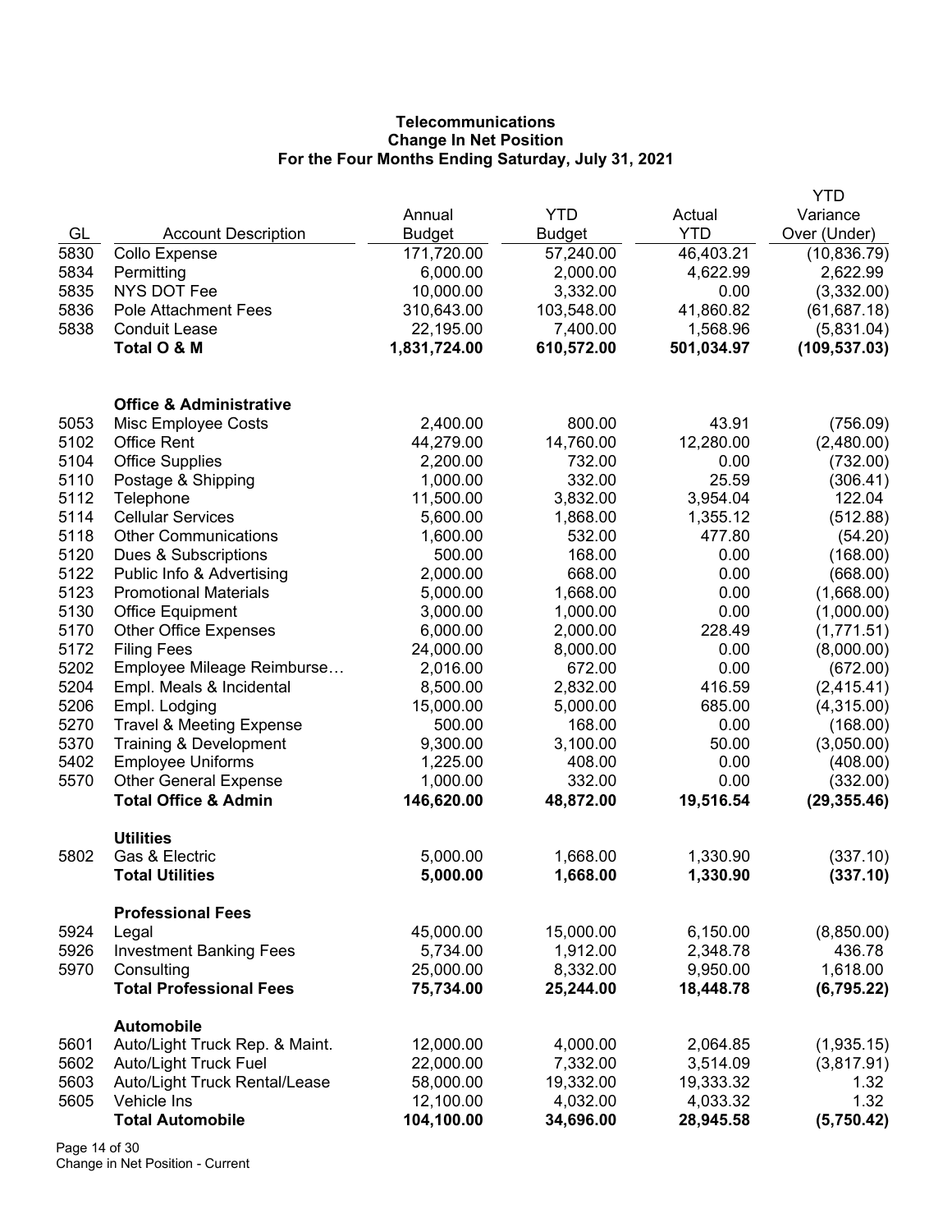**Telecommunications**
**Change In Net Position**
**For the Four Months Ending Saturday, July 31, 2021**

| GL | Account Description | Annual Budget | YTD Budget | Actual YTD | YTD Variance Over (Under) |
|---|---|---|---|---|---|
| 5830 | Collo Expense | 171,720.00 | 57,240.00 | 46,403.21 | (10,836.79) |
| 5834 | Permitting | 6,000.00 | 2,000.00 | 4,622.99 | 2,622.99 |
| 5835 | NYS DOT Fee | 10,000.00 | 3,332.00 | 0.00 | (3,332.00) |
| 5836 | Pole Attachment Fees | 310,643.00 | 103,548.00 | 41,860.82 | (61,687.18) |
| 5838 | Conduit Lease | 22,195.00 | 7,400.00 | 1,568.96 | (5,831.04) |
| | **Total O & M** | **1,831,724.00** | **610,572.00** | **501,034.97** | **(109,537.03)** |
| | | | | | |
| | **Office & Administrative** | | | | |
| 5053 | Misc Employee Costs | 2,400.00 | 800.00 | 43.91 | (756.09) |
| 5102 | Office Rent | 44,279.00 | 14,760.00 | 12,280.00 | (2,480.00) |
| 5104 | Office Supplies | 2,200.00 | 732.00 | 0.00 | (732.00) |
| 5110 | Postage & Shipping | 1,000.00 | 332.00 | 25.59 | (306.41) |
| 5112 | Telephone | 11,500.00 | 3,832.00 | 3,954.04 | 122.04 |
| 5114 | Cellular Services | 5,600.00 | 1,868.00 | 1,355.12 | (512.88) |
| 5118 | Other Communications | 1,600.00 | 532.00 | 477.80 | (54.20) |
| 5120 | Dues & Subscriptions | 500.00 | 168.00 | 0.00 | (168.00) |
| 5122 | Public Info & Advertising | 2,000.00 | 668.00 | 0.00 | (668.00) |
| 5123 | Promotional Materials | 5,000.00 | 1,668.00 | 0.00 | (1,668.00) |
| 5130 | Office Equipment | 3,000.00 | 1,000.00 | 0.00 | (1,000.00) |
| 5170 | Other Office Expenses | 6,000.00 | 2,000.00 | 228.49 | (1,771.51) |
| 5172 | Filing Fees | 24,000.00 | 8,000.00 | 0.00 | (8,000.00) |
| 5202 | Employee Mileage Reimburse… | 2,016.00 | 672.00 | 0.00 | (672.00) |
| 5204 | Empl. Meals & Incidental | 8,500.00 | 2,832.00 | 416.59 | (2,415.41) |
| 5206 | Empl. Lodging | 15,000.00 | 5,000.00 | 685.00 | (4,315.00) |
| 5270 | Travel & Meeting Expense | 500.00 | 168.00 | 0.00 | (168.00) |
| 5370 | Training & Development | 9,300.00 | 3,100.00 | 50.00 | (3,050.00) |
| 5402 | Employee Uniforms | 1,225.00 | 408.00 | 0.00 | (408.00) |
| 5570 | Other General Expense | 1,000.00 | 332.00 | 0.00 | (332.00) |
| | **Total Office & Admin** | **146,620.00** | **48,872.00** | **19,516.54** | **(29,355.46)** |
| | | | | | |
| | **Utilities** | | | | |
| 5802 | Gas & Electric | 5,000.00 | 1,668.00 | 1,330.90 | (337.10) |
| | **Total Utilities** | **5,000.00** | **1,668.00** | **1,330.90** | **(337.10)** |
| | | | | | |
| | **Professional Fees** | | | | |
| 5924 | Legal | 45,000.00 | 15,000.00 | 6,150.00 | (8,850.00) |
| 5926 | Investment Banking Fees | 5,734.00 | 1,912.00 | 2,348.78 | 436.78 |
| 5970 | Consulting | 25,000.00 | 8,332.00 | 9,950.00 | 1,618.00 |
| | **Total Professional Fees** | **75,734.00** | **25,244.00** | **18,448.78** | **(6,795.22)** |
| | | | | | |
| | **Automobile** | | | | |
| 5601 | Auto/Light Truck Rep. & Maint. | 12,000.00 | 4,000.00 | 2,064.85 | (1,935.15) |
| 5602 | Auto/Light Truck Fuel | 22,000.00 | 7,332.00 | 3,514.09 | (3,817.91) |
| 5603 | Auto/Light Truck Rental/Lease | 58,000.00 | 19,332.00 | 19,333.32 | 1.32 |
| 5605 | Vehicle Ins | 12,100.00 | 4,032.00 | 4,033.32 | 1.32 |
| | **Total Automobile** | **104,100.00** | **34,696.00** | **28,945.58** | **(5,750.42)** |

Change in Net Position - Current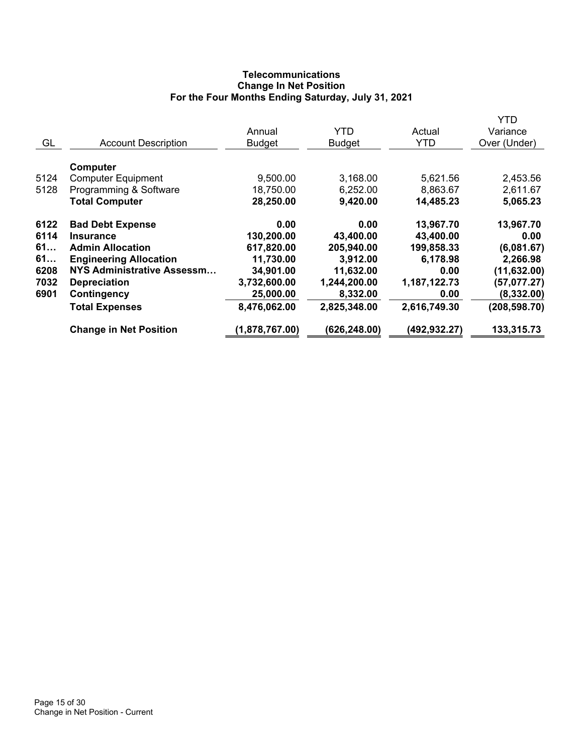**Telecommunications**
**Change In Net Position**
**For the Four Months Ending Saturday, July 31, 2021**

| GL | Account Description | Annual Budget | YTD Budget | Actual YTD | YTD Variance Over (Under) |
|---|---|---|---|---|---|
| | **Computer** | | | | |
| 5124 | Computer Equipment | 9,500.00 | 3,168.00 | 5,621.56 | 2,453.56 |
| 5128 | Programming & Software | 18,750.00 | 6,252.00 | 8,863.67 | 2,611.67 |
| | **Total Computer** | **28,250.00** | **9,420.00** | **14,485.23** | **5,065.23** |
| **6122** | **Bad Debt Expense** | **0.00** | **0.00** | **13,967.70** | **13,967.70** |
| **6114** | **Insurance** | **130,200.00** | **43,400.00** | **43,400.00** | **0.00** |
| **61…** | **Admin Allocation** | **617,820.00** | **205,940.00** | **199,858.33** | **(6,081.67)** |
| **61…** | **Engineering Allocation** | **11,730.00** | **3,912.00** | **6,178.98** | **2,266.98** |
| **6208** | **NYS Administrative Assessm…** | **34,901.00** | **11,632.00** | **0.00** | **(11,632.00)** |
| **7032** | **Depreciation** | **3,732,600.00** | **1,244,200.00** | **1,187,122.73** | **(57,077.27)** |
| **6901** | **Contingency** | **25,000.00** | **8,332.00** | **0.00** | **(8,332.00)** |
| | **Total Expenses** | **8,476,062.00** | **2,825,348.00** | **2,616,749.30** | **(208,598.70)** |
| | **Change in Net Position** | **(1,878,767.00)** | **(626,248.00)** | **(492,932.27)** | **133,315.73** |

Change in Net Position - Current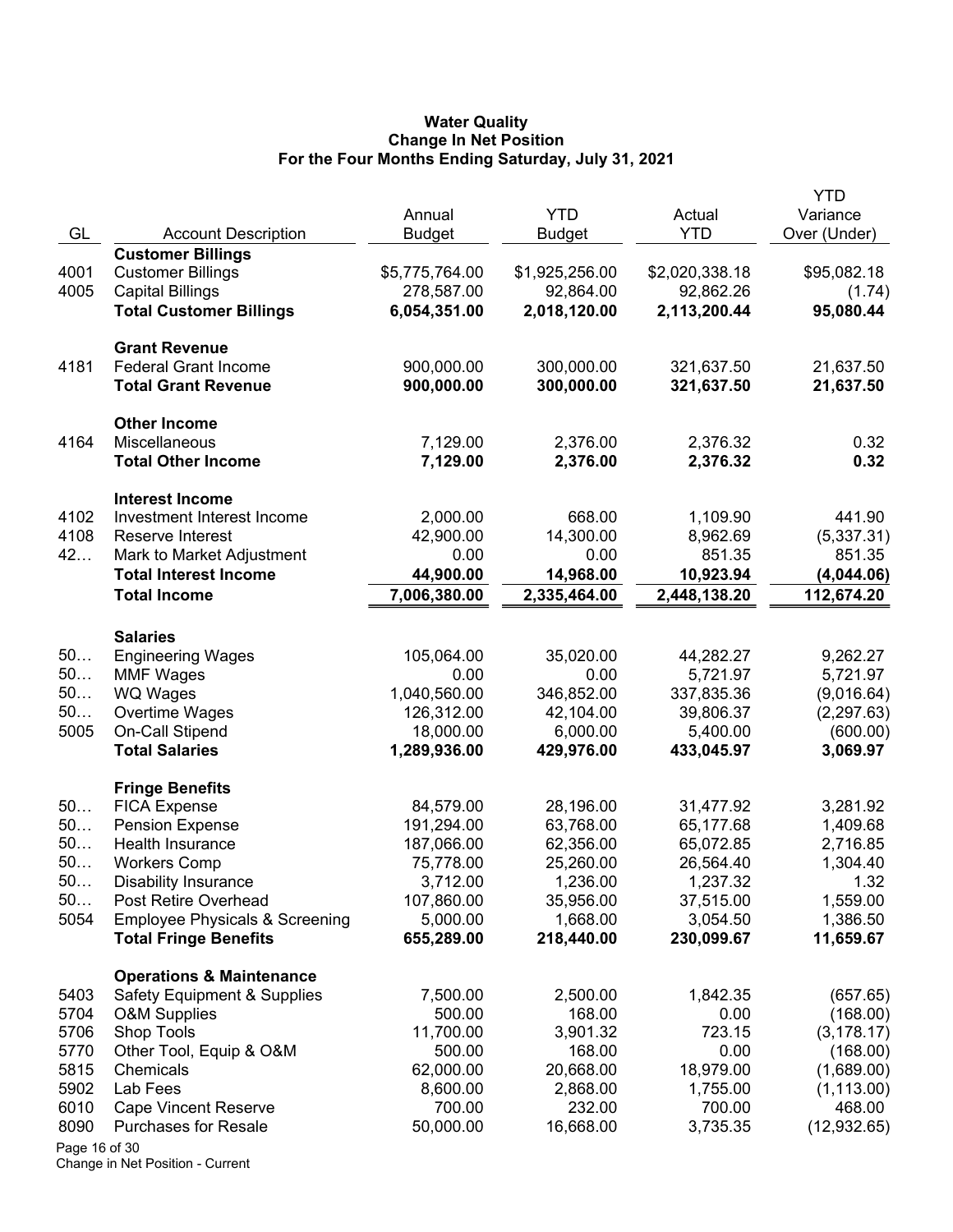**Water Quality**
**Change In Net Position**
**For the Four Months Ending Saturday, July 31, 2021**

| GL | Account Description | Annual Budget | YTD Budget | Actual YTD | YTD Variance Over (Under) |
|---|---|---|---|---|---|
| | **Customer Billings** | | | | |
| 4001 | Customer Billings | $5,775,764.00 | $1,925,256.00 | $2,020,338.18 | $95,082.18 |
| 4005 | Capital Billings | 278,587.00 | 92,864.00 | 92,862.26 | (1.74) |
| | **Total Customer Billings** | **6,054,351.00** | **2,018,120.00** | **2,113,200.44** | **95,080.44** |
| | **Grant Revenue** | | | | |
| 4181 | Federal Grant Income | 900,000.00 | 300,000.00 | 321,637.50 | 21,637.50 |
| | **Total Grant Revenue** | **900,000.00** | **300,000.00** | **321,637.50** | **21,637.50** |
| | **Other Income** | | | | |
| 4164 | Miscellaneous | 7,129.00 | 2,376.00 | 2,376.32 | 0.32 |
| | **Total Other Income** | **7,129.00** | **2,376.00** | **2,376.32** | **0.32** |
| | **Interest Income** | | | | |
| 4102 | Investment Interest Income | 2,000.00 | 668.00 | 1,109.90 | 441.90 |
| 4108 | Reserve Interest | 42,900.00 | 14,300.00 | 8,962.69 | (5,337.31) |
| 42… | Mark to Market Adjustment | 0.00 | 0.00 | 851.35 | 851.35 |
| | **Total Interest Income** | **44,900.00** | **14,968.00** | **10,923.94** | **(4,044.06)** |
| | **Total Income** | **7,006,380.00** | **2,335,464.00** | **2,448,138.20** | **112,674.20** |
| | **Salaries** | | | | |
| 50… | Engineering Wages | 105,064.00 | 35,020.00 | 44,282.27 | 9,262.27 |
| 50… | MMF Wages | 0.00 | 0.00 | 5,721.97 | 5,721.97 |
| 50… | WQ Wages | 1,040,560.00 | 346,852.00 | 337,835.36 | (9,016.64) |
| 50… | Overtime Wages | 126,312.00 | 42,104.00 | 39,806.37 | (2,297.63) |
| 5005 | On-Call Stipend | 18,000.00 | 6,000.00 | 5,400.00 | (600.00) |
| | **Total Salaries** | **1,289,936.00** | **429,976.00** | **433,045.97** | **3,069.97** |
| | **Fringe Benefits** | | | | |
| 50… | FICA Expense | 84,579.00 | 28,196.00 | 31,477.92 | 3,281.92 |
| 50… | Pension Expense | 191,294.00 | 63,768.00 | 65,177.68 | 1,409.68 |
| 50… | Health Insurance | 187,066.00 | 62,356.00 | 65,072.85 | 2,716.85 |
| 50… | Workers Comp | 75,778.00 | 25,260.00 | 26,564.40 | 1,304.40 |
| 50… | Disability Insurance | 3,712.00 | 1,236.00 | 1,237.32 | 1.32 |
| 50… | Post Retire Overhead | 107,860.00 | 35,956.00 | 37,515.00 | 1,559.00 |
| 5054 | Employee Physicals & Screening | 5,000.00 | 1,668.00 | 3,054.50 | 1,386.50 |
| | **Total Fringe Benefits** | **655,289.00** | **218,440.00** | **230,099.67** | **11,659.67** |
| | **Operations & Maintenance** | | | | |
| 5403 | Safety Equipment & Supplies | 7,500.00 | 2,500.00 | 1,842.35 | (657.65) |
| 5704 | O&M Supplies | 500.00 | 168.00 | 0.00 | (168.00) |
| 5706 | Shop Tools | 11,700.00 | 3,901.32 | 723.15 | (3,178.17) |
| 5770 | Other Tool, Equip & O&M | 500.00 | 168.00 | 0.00 | (168.00) |
| 5815 | Chemicals | 62,000.00 | 20,668.00 | 18,979.00 | (1,689.00) |
| 5902 | Lab Fees | 8,600.00 | 2,868.00 | 1,755.00 | (1,113.00) |
| 6010 | Cape Vincent Reserve | 700.00 | 232.00 | 700.00 | 468.00 |
| 8090 | Purchases for Resale | 50,000.00 | 16,668.00 | 3,735.35 | (12,932.65) |

Change in Net Position - Current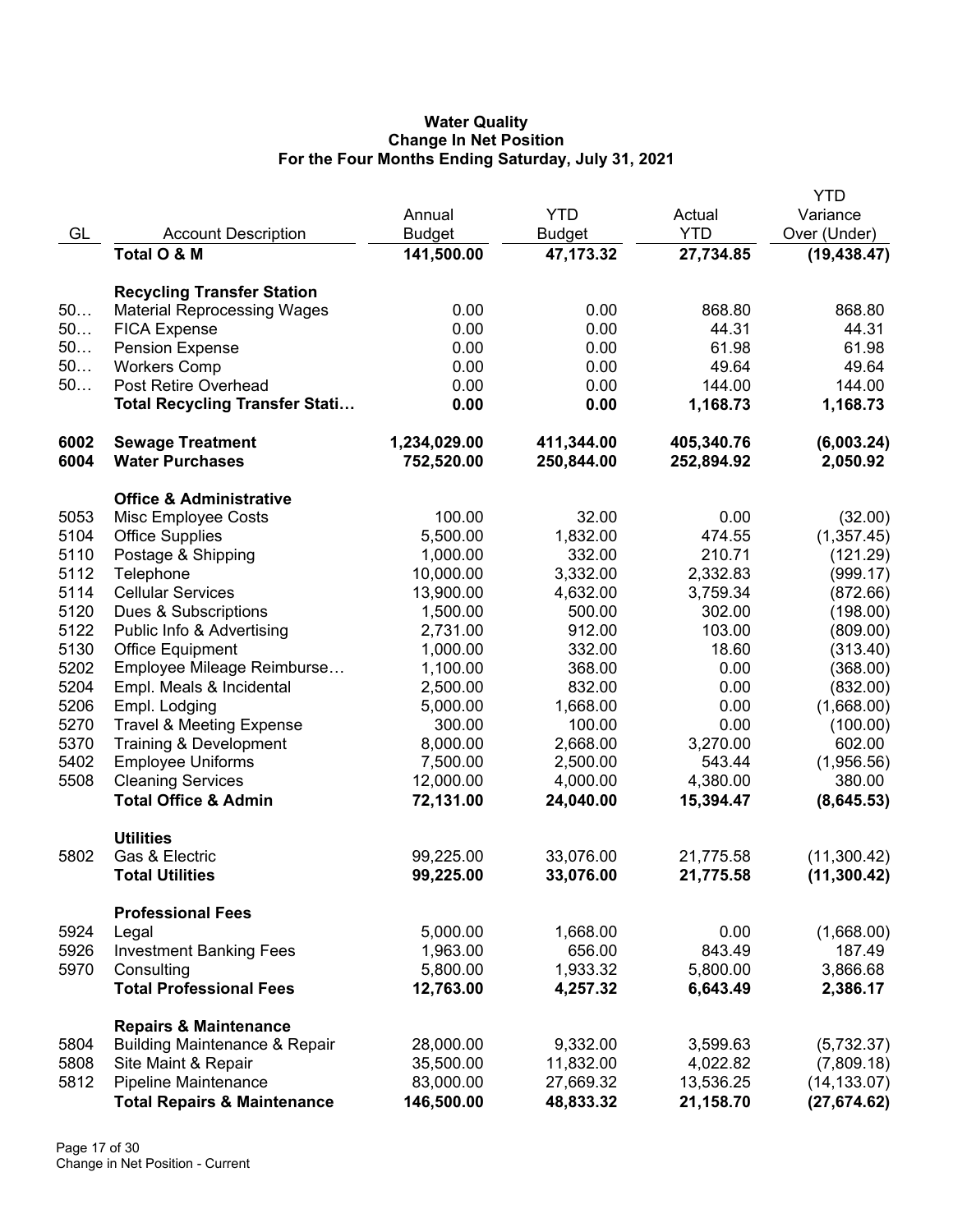# Water Quality
## Change In Net Position
### For the Four Months Ending Saturday, July 31, 2021

| GL | Account Description | Annual Budget | YTD Budget | Actual YTD | YTD Variance Over (Under) |
|---|---|---|---|---|---|
| | **Total O & M** | **141,500.00** | **47,173.32** | **27,734.85** | **(19,438.47)** |
| | **Recycling Transfer Station** | | | | |
| 50… | Material Reprocessing Wages | 0.00 | 0.00 | 868.80 | 868.80 |
| 50… | FICA Expense | 0.00 | 0.00 | 44.31 | 44.31 |
| 50… | Pension Expense | 0.00 | 0.00 | 61.98 | 61.98 |
| 50… | Workers Comp | 0.00 | 0.00 | 49.64 | 49.64 |
| 50… | Post Retire Overhead | 0.00 | 0.00 | 144.00 | 144.00 |
| | **Total Recycling Transfer Stati…** | **0.00** | **0.00** | **1,168.73** | **1,168.73** |
| **6002** | **Sewage Treatment** | **1,234,029.00** | **411,344.00** | **405,340.76** | **(6,003.24)** |
| **6004** | **Water Purchases** | **752,520.00** | **250,844.00** | **252,894.92** | **2,050.92** |
| | **Office & Administrative** | | | | |
| 5053 | Misc Employee Costs | 100.00 | 32.00 | 0.00 | (32.00) |
| 5104 | Office Supplies | 5,500.00 | 1,832.00 | 474.55 | (1,357.45) |
| 5110 | Postage & Shipping | 1,000.00 | 332.00 | 210.71 | (121.29) |
| 5112 | Telephone | 10,000.00 | 3,332.00 | 2,332.83 | (999.17) |
| 5114 | Cellular Services | 13,900.00 | 4,632.00 | 3,759.34 | (872.66) |
| 5120 | Dues & Subscriptions | 1,500.00 | 500.00 | 302.00 | (198.00) |
| 5122 | Public Info & Advertising | 2,731.00 | 912.00 | 103.00 | (809.00) |
| 5130 | Office Equipment | 1,000.00 | 332.00 | 18.60 | (313.40) |
| 5202 | Employee Mileage Reimburse… | 1,100.00 | 368.00 | 0.00 | (368.00) |
| 5204 | Empl. Meals & Incidental | 2,500.00 | 832.00 | 0.00 | (832.00) |
| 5206 | Empl. Lodging | 5,000.00 | 1,668.00 | 0.00 | (1,668.00) |
| 5270 | Travel & Meeting Expense | 300.00 | 100.00 | 0.00 | (100.00) |
| 5370 | Training & Development | 8,000.00 | 2,668.00 | 3,270.00 | 602.00 |
| 5402 | Employee Uniforms | 7,500.00 | 2,500.00 | 543.44 | (1,956.56) |
| 5508 | Cleaning Services | 12,000.00 | 4,000.00 | 4,380.00 | 380.00 |
| | **Total Office & Admin** | **72,131.00** | **24,040.00** | **15,394.47** | **(8,645.53)** |
| | **Utilities** | | | | |
| 5802 | Gas & Electric | 99,225.00 | 33,076.00 | 21,775.58 | (11,300.42) |
| | **Total Utilities** | **99,225.00** | **33,076.00** | **21,775.58** | **(11,300.42)** |
| | **Professional Fees** | | | | |
| 5924 | Legal | 5,000.00 | 1,668.00 | 0.00 | (1,668.00) |
| 5926 | Investment Banking Fees | 1,963.00 | 656.00 | 843.49 | 187.49 |
| 5970 | Consulting | 5,800.00 | 1,933.32 | 5,800.00 | 3,866.68 |
| | **Total Professional Fees** | **12,763.00** | **4,257.32** | **6,643.49** | **2,386.17** |
| | **Repairs & Maintenance** | | | | |
| 5804 | Building Maintenance & Repair | 28,000.00 | 9,332.00 | 3,599.63 | (5,732.37) |
| 5808 | Site Maint & Repair | 35,500.00 | 11,832.00 | 4,022.82 | (7,809.18) |
| 5812 | Pipeline Maintenance | 83,000.00 | 27,669.32 | 13,536.25 | (14,133.07) |
| | **Total Repairs & Maintenance** | **146,500.00** | **48,833.32** | **21,158.70** | **(27,674.62)** |

Change in Net Position - Current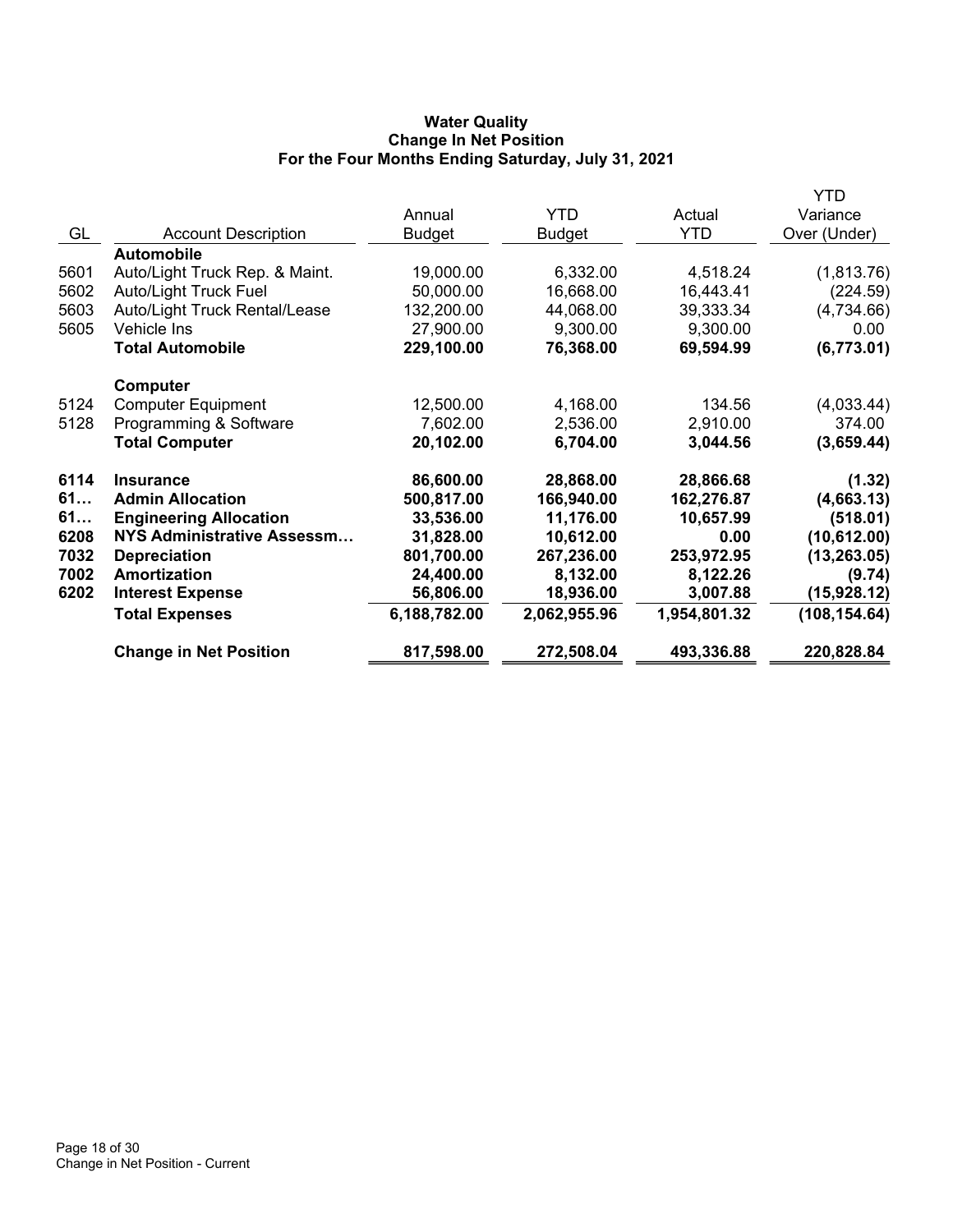# Water Quality
## Change In Net Position
### For the Four Months Ending Saturday, July 31, 2021

| GL | Account Description | Annual Budget | YTD Budget | Actual YTD | YTD Variance Over (Under) |
|---|---|---|---|---|---|
| | **Automobile** | | | | |
| 5601 | Auto/Light Truck Rep. & Maint. | 19,000.00 | 6,332.00 | 4,518.24 | (1,813.76) |
| 5602 | Auto/Light Truck Fuel | 50,000.00 | 16,668.00 | 16,443.41 | (224.59) |
| 5603 | Auto/Light Truck Rental/Lease | 132,200.00 | 44,068.00 | 39,333.34 | (4,734.66) |
| 5605 | Vehicle Ins | 27,900.00 | 9,300.00 | 9,300.00 | 0.00 |
| | **Total Automobile** | **229,100.00** | **76,368.00** | **69,594.99** | **(6,773.01)** |
| | **Computer** | | | | |
| 5124 | Computer Equipment | 12,500.00 | 4,168.00 | 134.56 | (4,033.44) |
| 5128 | Programming & Software | 7,602.00 | 2,536.00 | 2,910.00 | 374.00 |
| | **Total Computer** | **20,102.00** | **6,704.00** | **3,044.56** | **(3,659.44)** |
| **6114** | **Insurance** | **86,600.00** | **28,868.00** | **28,866.68** | **(1.32)** |
| **61…** | **Admin Allocation** | **500,817.00** | **166,940.00** | **162,276.87** | **(4,663.13)** |
| **61…** | **Engineering Allocation** | **33,536.00** | **11,176.00** | **10,657.99** | **(518.01)** |
| **6208** | **NYS Administrative Assessm…** | **31,828.00** | **10,612.00** | **0.00** | **(10,612.00)** |
| **7032** | **Depreciation** | **801,700.00** | **267,236.00** | **253,972.95** | **(13,263.05)** |
| **7002** | **Amortization** | **24,400.00** | **8,132.00** | **8,122.26** | **(9.74)** |
| **6202** | **Interest Expense** | **56,806.00** | **18,936.00** | **3,007.88** | **(15,928.12)** |
| | **Total Expenses** | **6,188,782.00** | **2,062,955.96** | **1,954,801.32** | **(108,154.64)** |
| | **Change in Net Position** | **817,598.00** | **272,508.04** | **493,336.88** | **220,828.84** |

Change in Net Position - Current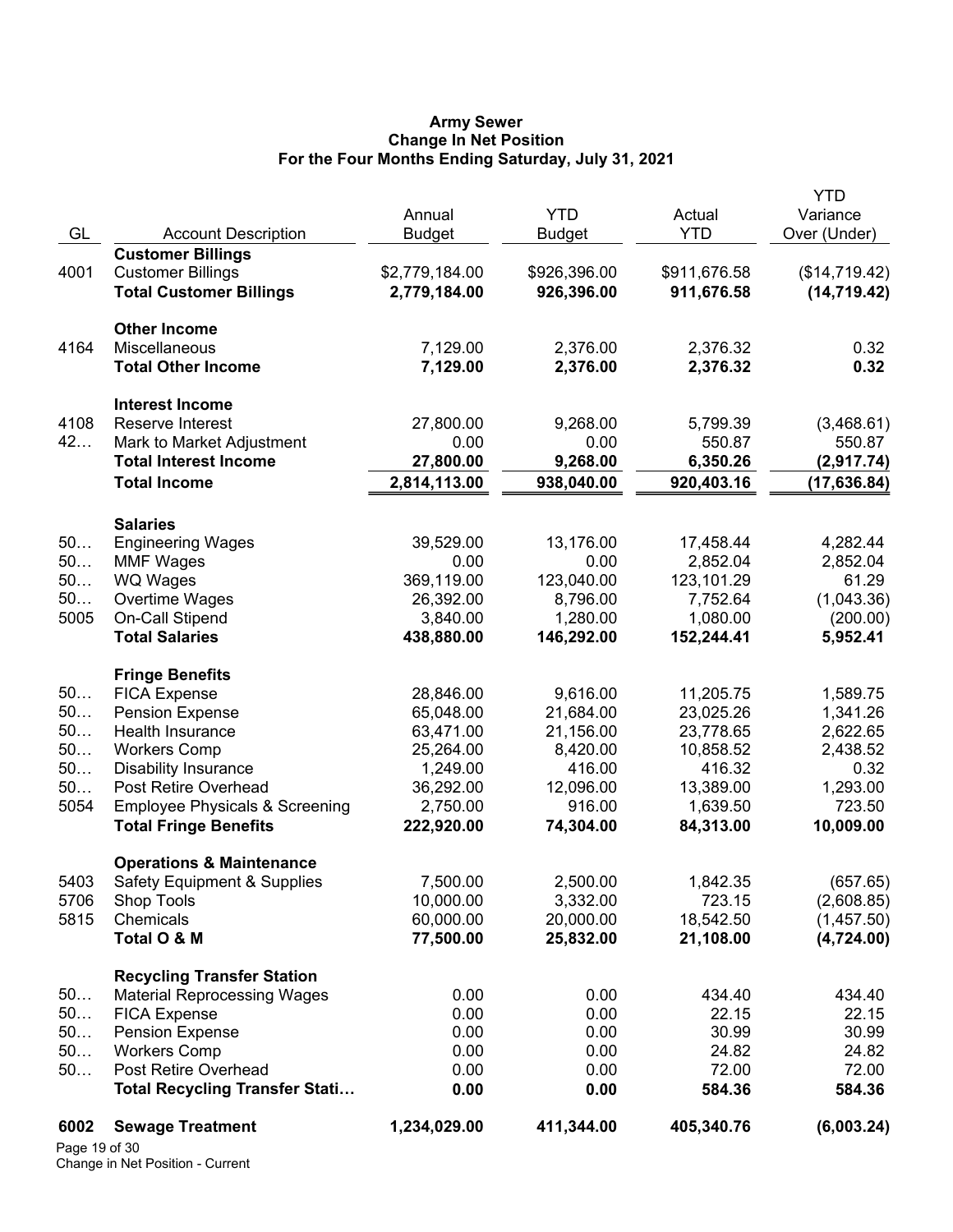**Army Sewer**
**Change In Net Position**
**For the Four Months Ending Saturday, July 31, 2021**

| GL | Account Description | Annual Budget | YTD Budget | Actual YTD | YTD Variance Over (Under) |
|---|---|---|---|---|---|
| | **Customer Billings** | | | | |
| 4001 | Customer Billings | $2,779,184.00 | $926,396.00 | $911,676.58 | ($14,719.42) |
| | **Total Customer Billings** | **2,779,184.00** | **926,396.00** | **911,676.58** | **(14,719.42)** |
| | **Other Income** | | | | |
| 4164 | Miscellaneous | 7,129.00 | 2,376.00 | 2,376.32 | 0.32 |
| | **Total Other Income** | **7,129.00** | **2,376.00** | **2,376.32** | **0.32** |
| | **Interest Income** | | | | |
| 4108 | Reserve Interest | 27,800.00 | 9,268.00 | 5,799.39 | (3,468.61) |
| 42… | Mark to Market Adjustment | 0.00 | 0.00 | 550.87 | 550.87 |
| | **Total Interest Income** | **27,800.00** | **9,268.00** | **6,350.26** | **(2,917.74)** |
| | **Total Income** | **2,814,113.00** | **938,040.00** | **920,403.16** | **(17,636.84)** |
| | **Salaries** | | | | |
| 50… | Engineering Wages | 39,529.00 | 13,176.00 | 17,458.44 | 4,282.44 |
| 50… | MMF Wages | 0.00 | 0.00 | 2,852.04 | 2,852.04 |
| 50… | WQ Wages | 369,119.00 | 123,040.00 | 123,101.29 | 61.29 |
| 50… | Overtime Wages | 26,392.00 | 8,796.00 | 7,752.64 | (1,043.36) |
| 5005 | On-Call Stipend | 3,840.00 | 1,280.00 | 1,080.00 | (200.00) |
| | **Total Salaries** | **438,880.00** | **146,292.00** | **152,244.41** | **5,952.41** |
| | **Fringe Benefits** | | | | |
| 50… | FICA Expense | 28,846.00 | 9,616.00 | 11,205.75 | 1,589.75 |
| 50… | Pension Expense | 65,048.00 | 21,684.00 | 23,025.26 | 1,341.26 |
| 50… | Health Insurance | 63,471.00 | 21,156.00 | 23,778.65 | 2,622.65 |
| 50… | Workers Comp | 25,264.00 | 8,420.00 | 10,858.52 | 2,438.52 |
| 50… | Disability Insurance | 1,249.00 | 416.00 | 416.32 | 0.32 |
| 50… | Post Retire Overhead | 36,292.00 | 12,096.00 | 13,389.00 | 1,293.00 |
| 5054 | Employee Physicals & Screening | 2,750.00 | 916.00 | 1,639.50 | 723.50 |
| | **Total Fringe Benefits** | **222,920.00** | **74,304.00** | **84,313.00** | **10,009.00** |
| | **Operations & Maintenance** | | | | |
| 5403 | Safety Equipment & Supplies | 7,500.00 | 2,500.00 | 1,842.35 | (657.65) |
| 5706 | Shop Tools | 10,000.00 | 3,332.00 | 723.15 | (2,608.85) |
| 5815 | Chemicals | 60,000.00 | 20,000.00 | 18,542.50 | (1,457.50) |
| | **Total O & M** | **77,500.00** | **25,832.00** | **21,108.00** | **(4,724.00)** |
| | **Recycling Transfer Station** | | | | |
| 50… | Material Reprocessing Wages | 0.00 | 0.00 | 434.40 | 434.40 |
| 50… | FICA Expense | 0.00 | 0.00 | 22.15 | 22.15 |
| 50… | Pension Expense | 0.00 | 0.00 | 30.99 | 30.99 |
| 50… | Workers Comp | 0.00 | 0.00 | 24.82 | 24.82 |
| 50… | Post Retire Overhead | 0.00 | 0.00 | 72.00 | 72.00 |
| | **Total Recycling Transfer Stati…** | **0.00** | **0.00** | **584.36** | **584.36** |
| **6002** | **Sewage Treatment** | **1,234,029.00** | **411,344.00** | **405,340.76** | **(6,003.24)** |

Change in Net Position - Current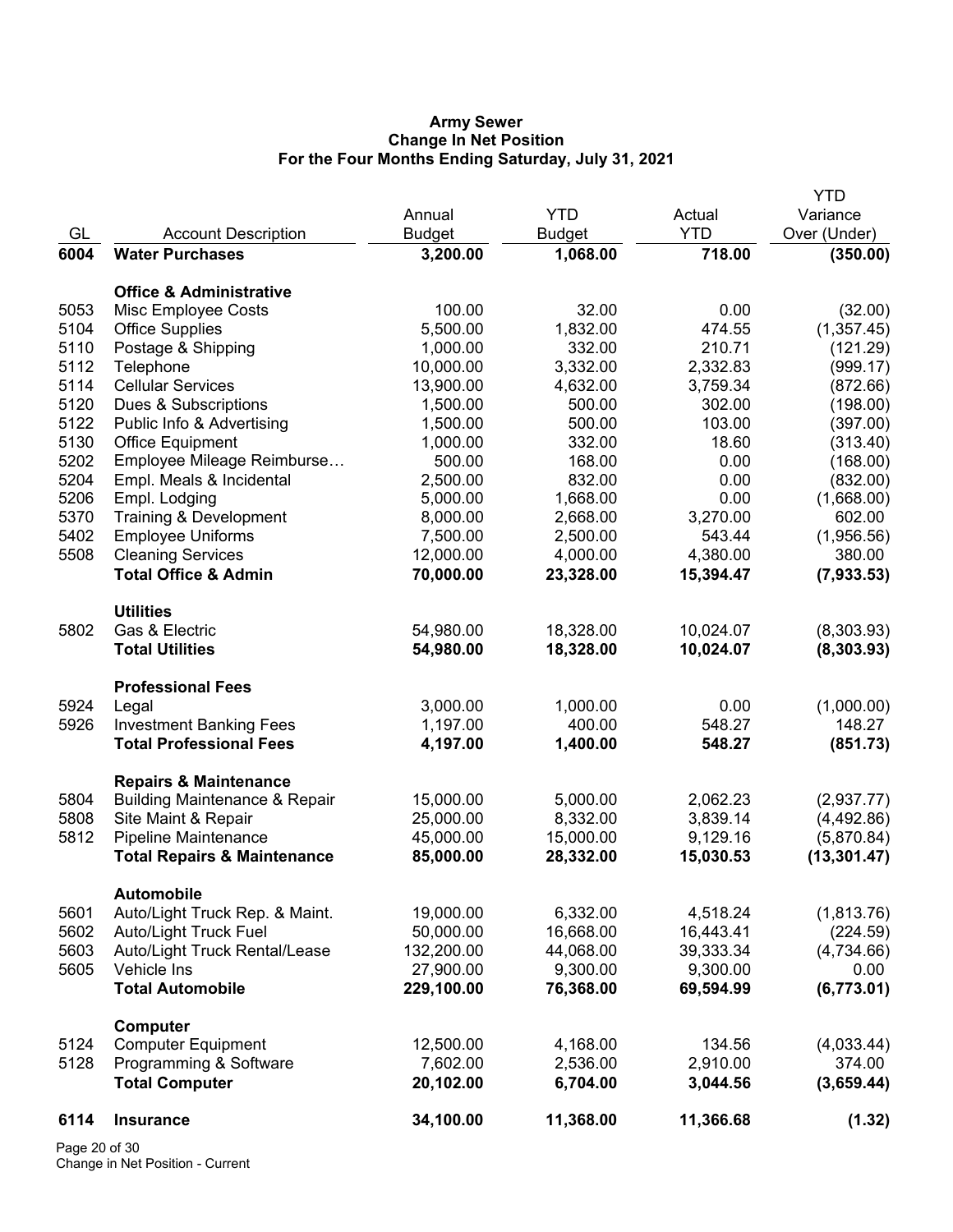**Army Sewer**
**Change In Net Position**
**For the Four Months Ending Saturday, July 31, 2021**

| GL | Account Description | Annual Budget | YTD Budget | Actual YTD | YTD Variance Over (Under) |
|---|---|---|---|---|---|
| **6004** | **Water Purchases** | **3,200.00** | **1,068.00** | **718.00** | **(350.00)** |
| | **Office & Administrative** | | | | |
| 5053 | Misc Employee Costs | 100.00 | 32.00 | 0.00 | (32.00) |
| 5104 | Office Supplies | 5,500.00 | 1,832.00 | 474.55 | (1,357.45) |
| 5110 | Postage & Shipping | 1,000.00 | 332.00 | 210.71 | (121.29) |
| 5112 | Telephone | 10,000.00 | 3,332.00 | 2,332.83 | (999.17) |
| 5114 | Cellular Services | 13,900.00 | 4,632.00 | 3,759.34 | (872.66) |
| 5120 | Dues & Subscriptions | 1,500.00 | 500.00 | 302.00 | (198.00) |
| 5122 | Public Info & Advertising | 1,500.00 | 500.00 | 103.00 | (397.00) |
| 5130 | Office Equipment | 1,000.00 | 332.00 | 18.60 | (313.40) |
| 5202 | Employee Mileage Reimburse… | 500.00 | 168.00 | 0.00 | (168.00) |
| 5204 | Empl. Meals & Incidental | 2,500.00 | 832.00 | 0.00 | (832.00) |
| 5206 | Empl. Lodging | 5,000.00 | 1,668.00 | 0.00 | (1,668.00) |
| 5370 | Training & Development | 8,000.00 | 2,668.00 | 3,270.00 | 602.00 |
| 5402 | Employee Uniforms | 7,500.00 | 2,500.00 | 543.44 | (1,956.56) |
| 5508 | Cleaning Services | 12,000.00 | 4,000.00 | 4,380.00 | 380.00 |
| | **Total Office & Admin** | **70,000.00** | **23,328.00** | **15,394.47** | **(7,933.53)** |
| | **Utilities** | | | | |
| 5802 | Gas & Electric | 54,980.00 | 18,328.00 | 10,024.07 | (8,303.93) |
| | **Total Utilities** | **54,980.00** | **18,328.00** | **10,024.07** | **(8,303.93)** |
| | **Professional Fees** | | | | |
| 5924 | Legal | 3,000.00 | 1,000.00 | 0.00 | (1,000.00) |
| 5926 | Investment Banking Fees | 1,197.00 | 400.00 | 548.27 | 148.27 |
| | **Total Professional Fees** | **4,197.00** | **1,400.00** | **548.27** | **(851.73)** |
| | **Repairs & Maintenance** | | | | |
| 5804 | Building Maintenance & Repair | 15,000.00 | 5,000.00 | 2,062.23 | (2,937.77) |
| 5808 | Site Maint & Repair | 25,000.00 | 8,332.00 | 3,839.14 | (4,492.86) |
| 5812 | Pipeline Maintenance | 45,000.00 | 15,000.00 | 9,129.16 | (5,870.84) |
| | **Total Repairs & Maintenance** | **85,000.00** | **28,332.00** | **15,030.53** | **(13,301.47)** |
| | **Automobile** | | | | |
| 5601 | Auto/Light Truck Rep. & Maint. | 19,000.00 | 6,332.00 | 4,518.24 | (1,813.76) |
| 5602 | Auto/Light Truck Fuel | 50,000.00 | 16,668.00 | 16,443.41 | (224.59) |
| 5603 | Auto/Light Truck Rental/Lease | 132,200.00 | 44,068.00 | 39,333.34 | (4,734.66) |
| 5605 | Vehicle Ins | 27,900.00 | 9,300.00 | 9,300.00 | 0.00 |
| | **Total Automobile** | **229,100.00** | **76,368.00** | **69,594.99** | **(6,773.01)** |
| | **Computer** | | | | |
| 5124 | Computer Equipment | 12,500.00 | 4,168.00 | 134.56 | (4,033.44) |
| 5128 | Programming & Software | 7,602.00 | 2,536.00 | 2,910.00 | 374.00 |
| | **Total Computer** | **20,102.00** | **6,704.00** | **3,044.56** | **(3,659.44)** |
| **6114** | **Insurance** | **34,100.00** | **11,368.00** | **11,366.68** | **(1.32)** |

Change in Net Position - Current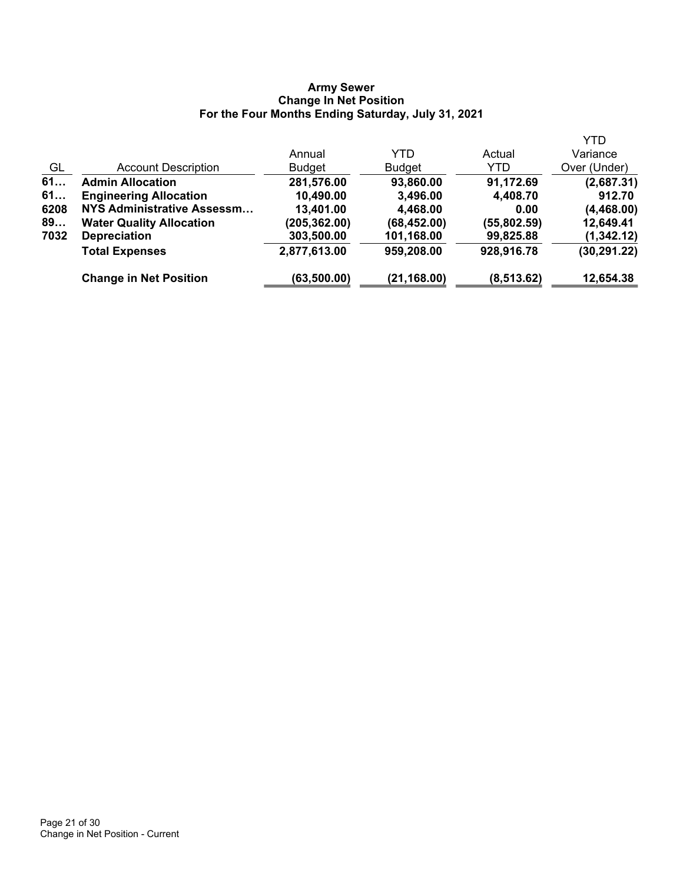**Army Sewer**
**Change In Net Position**
**For the Four Months Ending Saturday, July 31, 2021**

| GL | Account Description | Annual Budget | YTD Budget | Actual YTD | YTD Variance Over (Under) |
|---|---|---|---|---|---|
| **61…** | **Admin Allocation** | **281,576.00** | **93,860.00** | **91,172.69** | **(2,687.31)** |
| **61…** | **Engineering Allocation** | **10,490.00** | **3,496.00** | **4,408.70** | **912.70** |
| **6208** | **NYS Administrative Assessm…** | **13,401.00** | **4,468.00** | **0.00** | **(4,468.00)** |
| **89…** | **Water Quality Allocation** | **(205,362.00)** | **(68,452.00)** | **(55,802.59)** | **12,649.41** |
| **7032** | **Depreciation** | **303,500.00** | **101,168.00** | **99,825.88** | **(1,342.12)** |
| | **Total Expenses** | **2,877,613.00** | **959,208.00** | **928,916.78** | **(30,291.22)** |
| | **Change in Net Position** | **(63,500.00)** | **(21,168.00)** | **(8,513.62)** | **12,654.38** |

Change in Net Position - Current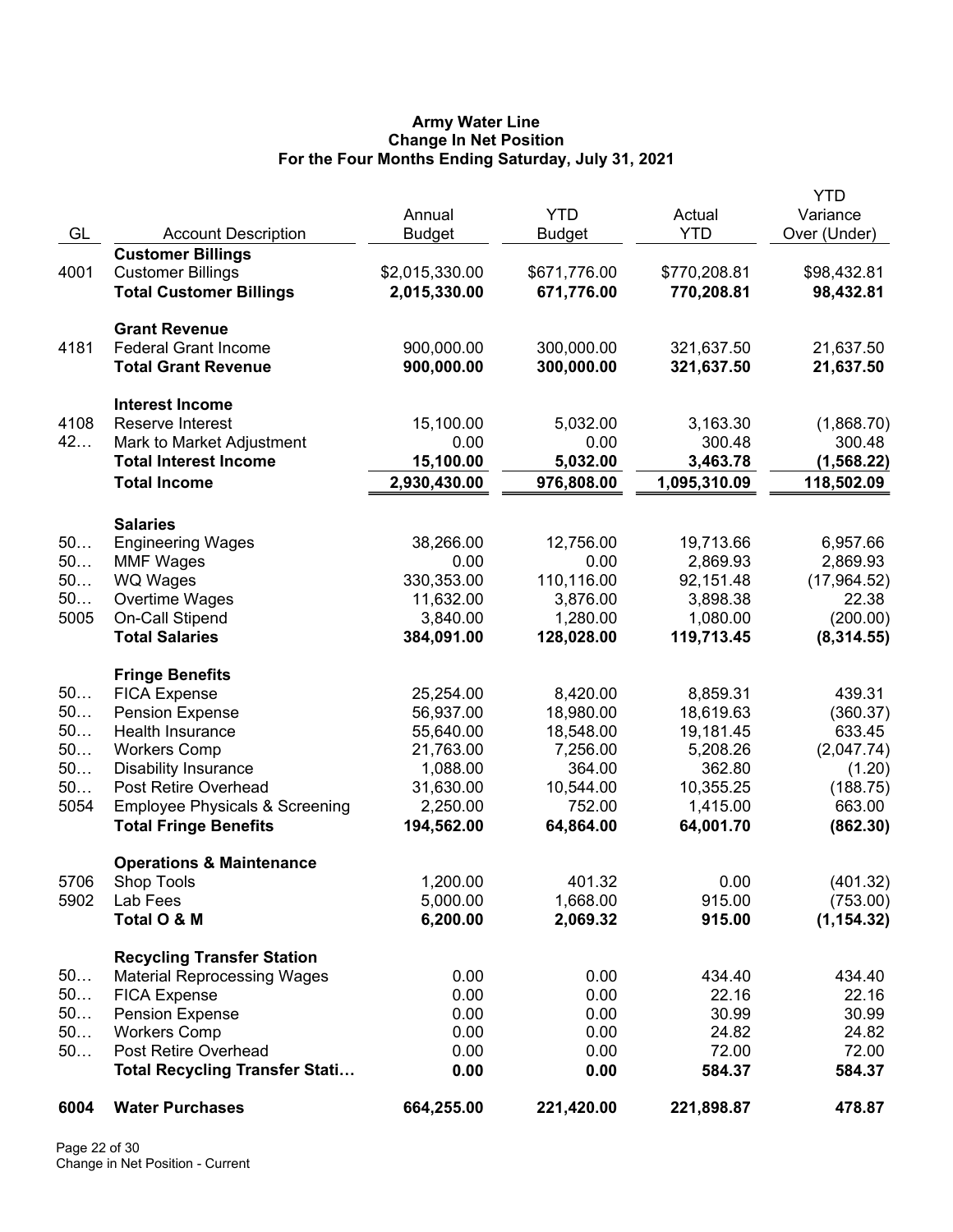**Army Water Line**
**Change In Net Position**
**For the Four Months Ending Saturday, July 31, 2021**

| GL | Account Description | Annual Budget | YTD Budget | Actual YTD | YTD Variance Over (Under) |
|---|---|---|---|---|---|
| | **Customer Billings** | | | | |
| 4001 | Customer Billings | $2,015,330.00 | $671,776.00 | $770,208.81 | $98,432.81 |
| | **Total Customer Billings** | **2,015,330.00** | **671,776.00** | **770,208.81** | **98,432.81** |
| | **Grant Revenue** | | | | |
| 4181 | Federal Grant Income | 900,000.00 | 300,000.00 | 321,637.50 | 21,637.50 |
| | **Total Grant Revenue** | **900,000.00** | **300,000.00** | **321,637.50** | **21,637.50** |
| | **Interest Income** | | | | |
| 4108 | Reserve Interest | 15,100.00 | 5,032.00 | 3,163.30 | (1,868.70) |
| 42… | Mark to Market Adjustment | 0.00 | 0.00 | 300.48 | 300.48 |
| | **Total Interest Income** | **15,100.00** | **5,032.00** | **3,463.78** | **(1,568.22)** |
| | **Total Income** | **2,930,430.00** | **976,808.00** | **1,095,310.09** | **118,502.09** |
| | **Salaries** | | | | |
| 50… | Engineering Wages | 38,266.00 | 12,756.00 | 19,713.66 | 6,957.66 |
| 50… | MMF Wages | 0.00 | 0.00 | 2,869.93 | 2,869.93 |
| 50… | WQ Wages | 330,353.00 | 110,116.00 | 92,151.48 | (17,964.52) |
| 50… | Overtime Wages | 11,632.00 | 3,876.00 | 3,898.38 | 22.38 |
| 5005 | On-Call Stipend | 3,840.00 | 1,280.00 | 1,080.00 | (200.00) |
| | **Total Salaries** | **384,091.00** | **128,028.00** | **119,713.45** | **(8,314.55)** |
| | **Fringe Benefits** | | | | |
| 50… | FICA Expense | 25,254.00 | 8,420.00 | 8,859.31 | 439.31 |
| 50… | Pension Expense | 56,937.00 | 18,980.00 | 18,619.63 | (360.37) |
| 50… | Health Insurance | 55,640.00 | 18,548.00 | 19,181.45 | 633.45 |
| 50… | Workers Comp | 21,763.00 | 7,256.00 | 5,208.26 | (2,047.74) |
| 50… | Disability Insurance | 1,088.00 | 364.00 | 362.80 | (1.20) |
| 50… | Post Retire Overhead | 31,630.00 | 10,544.00 | 10,355.25 | (188.75) |
| 5054 | Employee Physicals & Screening | 2,250.00 | 752.00 | 1,415.00 | 663.00 |
| | **Total Fringe Benefits** | **194,562.00** | **64,864.00** | **64,001.70** | **(862.30)** |
| | **Operations & Maintenance** | | | | |
| 5706 | Shop Tools | 1,200.00 | 401.32 | 0.00 | (401.32) |
| 5902 | Lab Fees | 5,000.00 | 1,668.00 | 915.00 | (753.00) |
| | **Total O & M** | **6,200.00** | **2,069.32** | **915.00** | **(1,154.32)** |
| | **Recycling Transfer Station** | | | | |
| 50… | Material Reprocessing Wages | 0.00 | 0.00 | 434.40 | 434.40 |
| 50… | FICA Expense | 0.00 | 0.00 | 22.16 | 22.16 |
| 50… | Pension Expense | 0.00 | 0.00 | 30.99 | 30.99 |
| 50… | Workers Comp | 0.00 | 0.00 | 24.82 | 24.82 |
| 50… | Post Retire Overhead | 0.00 | 0.00 | 72.00 | 72.00 |
| | **Total Recycling Transfer Stati…** | **0.00** | **0.00** | **584.37** | **584.37** |
| **6004** | **Water Purchases** | **664,255.00** | **221,420.00** | **221,898.87** | **478.87** |

Change in Net Position - Current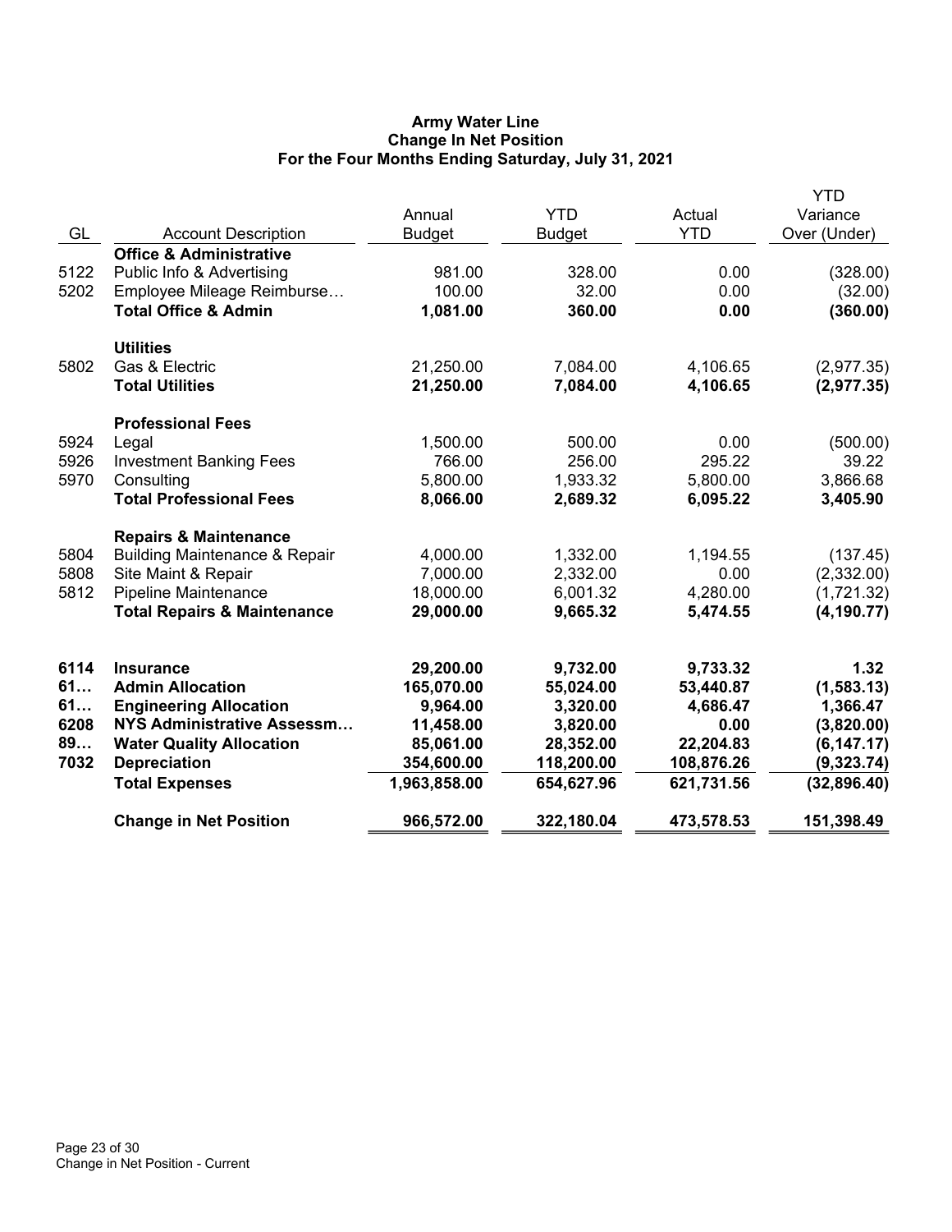# Army Water Line
## Change In Net Position
### For the Four Months Ending Saturday, July 31, 2021

| GL | Account Description | Annual Budget | YTD Budget | Actual YTD | YTD Variance Over (Under) |
|---|---|---|---|---|---|
| | **Office & Administrative** | | | | |
| 5122 | Public Info & Advertising | 981.00 | 328.00 | 0.00 | (328.00) |
| 5202 | Employee Mileage Reimburse… | 100.00 | 32.00 | 0.00 | (32.00) |
| | **Total Office & Admin** | **1,081.00** | **360.00** | **0.00** | **(360.00)** |
| | **Utilities** | | | | |
| 5802 | Gas & Electric | 21,250.00 | 7,084.00 | 4,106.65 | (2,977.35) |
| | **Total Utilities** | **21,250.00** | **7,084.00** | **4,106.65** | **(2,977.35)** |
| | **Professional Fees** | | | | |
| 5924 | Legal | 1,500.00 | 500.00 | 0.00 | (500.00) |
| 5926 | Investment Banking Fees | 766.00 | 256.00 | 295.22 | 39.22 |
| 5970 | Consulting | 5,800.00 | 1,933.32 | 5,800.00 | 3,866.68 |
| | **Total Professional Fees** | **8,066.00** | **2,689.32** | **6,095.22** | **3,405.90** |
| | **Repairs & Maintenance** | | | | |
| 5804 | Building Maintenance & Repair | 4,000.00 | 1,332.00 | 1,194.55 | (137.45) |
| 5808 | Site Maint & Repair | 7,000.00 | 2,332.00 | 0.00 | (2,332.00) |
| 5812 | Pipeline Maintenance | 18,000.00 | 6,001.32 | 4,280.00 | (1,721.32) |
| | **Total Repairs & Maintenance** | **29,000.00** | **9,665.32** | **5,474.55** | **(4,190.77)** |
| **6114** | **Insurance** | **29,200.00** | **9,732.00** | **9,733.32** | **1.32** |
| **61…** | **Admin Allocation** | **165,070.00** | **55,024.00** | **53,440.87** | **(1,583.13)** |
| **61…** | **Engineering Allocation** | **9,964.00** | **3,320.00** | **4,686.47** | **1,366.47** |
| **6208** | **NYS Administrative Assessm…** | **11,458.00** | **3,820.00** | **0.00** | **(3,820.00)** |
| **89…** | **Water Quality Allocation** | **85,061.00** | **28,352.00** | **22,204.83** | **(6,147.17)** |
| **7032** | **Depreciation** | **354,600.00** | **118,200.00** | **108,876.26** | **(9,323.74)** |
| | **Total Expenses** | **1,963,858.00** | **654,627.96** | **621,731.56** | **(32,896.40)** |
| | **Change in Net Position** | **966,572.00** | **322,180.04** | **473,578.53** | **151,398.49** |

Change in Net Position - Current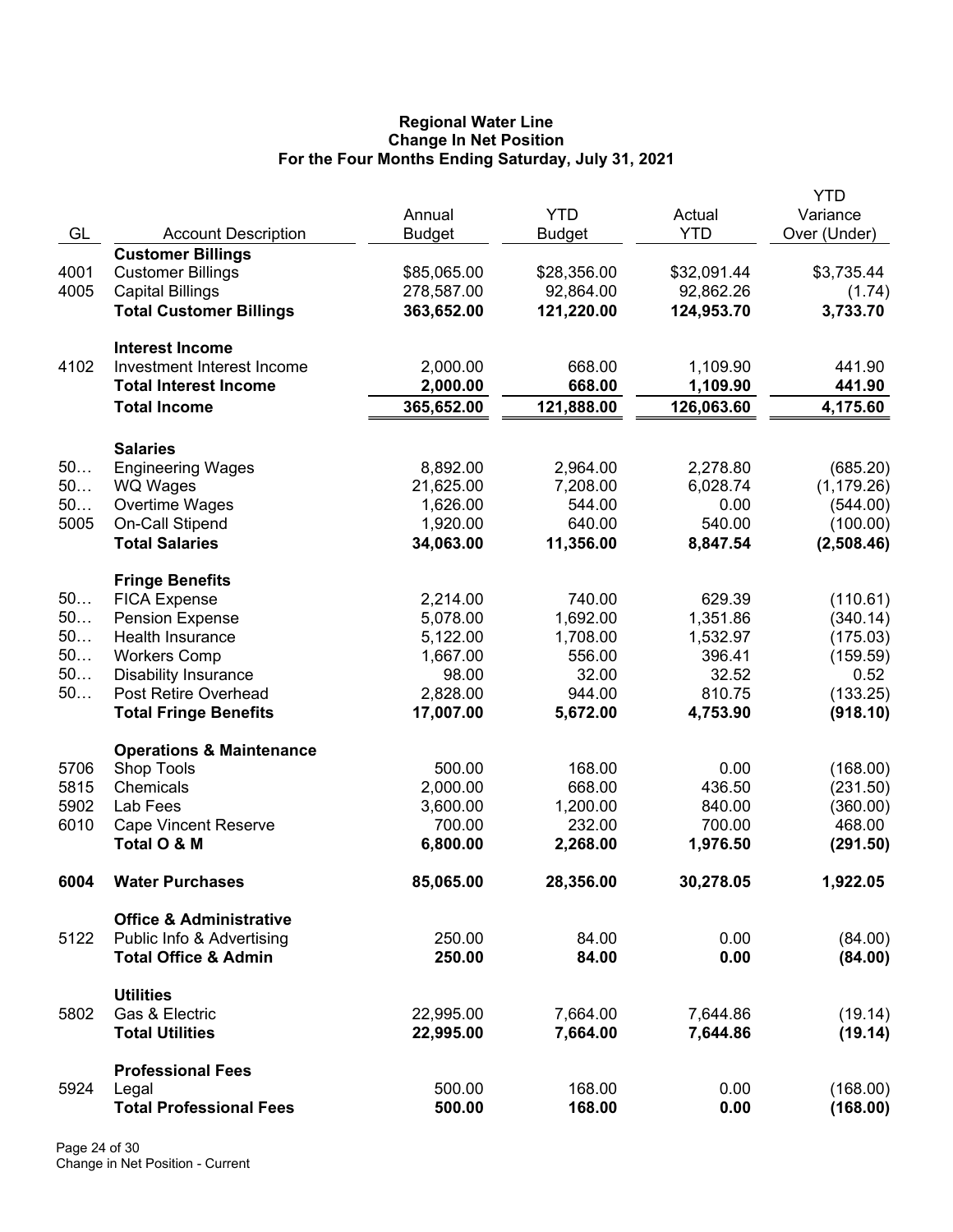**Regional Water Line**
**Change In Net Position**
**For the Four Months Ending Saturday, July 31, 2021**

| GL | Account Description | Annual Budget | YTD Budget | Actual YTD | YTD Variance Over (Under) |
|---|---|---|---|---|---|
| | **Customer Billings** | | | | |
| 4001 | Customer Billings | $85,065.00 | $28,356.00 | $32,091.44 | $3,735.44 |
| 4005 | Capital Billings | 278,587.00 | 92,864.00 | 92,862.26 | (1.74) |
| | **Total Customer Billings** | **363,652.00** | **121,220.00** | **124,953.70** | **3,733.70** |
| | **Interest Income** | | | | |
| 4102 | Investment Interest Income | 2,000.00 | 668.00 | 1,109.90 | 441.90 |
| | **Total Interest Income** | **2,000.00** | **668.00** | **1,109.90** | **441.90** |
| | **Total Income** | **365,652.00** | **121,888.00** | **126,063.60** | **4,175.60** |
| | **Salaries** | | | | |
| 50… | Engineering Wages | 8,892.00 | 2,964.00 | 2,278.80 | (685.20) |
| 50… | WQ Wages | 21,625.00 | 7,208.00 | 6,028.74 | (1,179.26) |
| 50… | Overtime Wages | 1,626.00 | 544.00 | 0.00 | (544.00) |
| 5005 | On-Call Stipend | 1,920.00 | 640.00 | 540.00 | (100.00) |
| | **Total Salaries** | **34,063.00** | **11,356.00** | **8,847.54** | **(2,508.46)** |
| | **Fringe Benefits** | | | | |
| 50… | FICA Expense | 2,214.00 | 740.00 | 629.39 | (110.61) |
| 50… | Pension Expense | 5,078.00 | 1,692.00 | 1,351.86 | (340.14) |
| 50… | Health Insurance | 5,122.00 | 1,708.00 | 1,532.97 | (175.03) |
| 50… | Workers Comp | 1,667.00 | 556.00 | 396.41 | (159.59) |
| 50… | Disability Insurance | 98.00 | 32.00 | 32.52 | 0.52 |
| 50… | Post Retire Overhead | 2,828.00 | 944.00 | 810.75 | (133.25) |
| | **Total Fringe Benefits** | **17,007.00** | **5,672.00** | **4,753.90** | **(918.10)** |
| | **Operations & Maintenance** | | | | |
| 5706 | Shop Tools | 500.00 | 168.00 | 0.00 | (168.00) |
| 5815 | Chemicals | 2,000.00 | 668.00 | 436.50 | (231.50) |
| 5902 | Lab Fees | 3,600.00 | 1,200.00 | 840.00 | (360.00) |
| 6010 | Cape Vincent Reserve | 700.00 | 232.00 | 700.00 | 468.00 |
| | **Total O & M** | **6,800.00** | **2,268.00** | **1,976.50** | **(291.50)** |
| **6004** | **Water Purchases** | **85,065.00** | **28,356.00** | **30,278.05** | **1,922.05** |
| | **Office & Administrative** | | | | |
| 5122 | Public Info & Advertising | 250.00 | 84.00 | 0.00 | (84.00) |
| | **Total Office & Admin** | **250.00** | **84.00** | **0.00** | **(84.00)** |
| | **Utilities** | | | | |
| 5802 | Gas & Electric | 22,995.00 | 7,664.00 | 7,644.86 | (19.14) |
| | **Total Utilities** | **22,995.00** | **7,664.00** | **7,644.86** | **(19.14)** |
| | **Professional Fees** | | | | |
| 5924 | Legal | 500.00 | 168.00 | 0.00 | (168.00) |
| | **Total Professional Fees** | **500.00** | **168.00** | **0.00** | **(168.00)** |

Change in Net Position - Current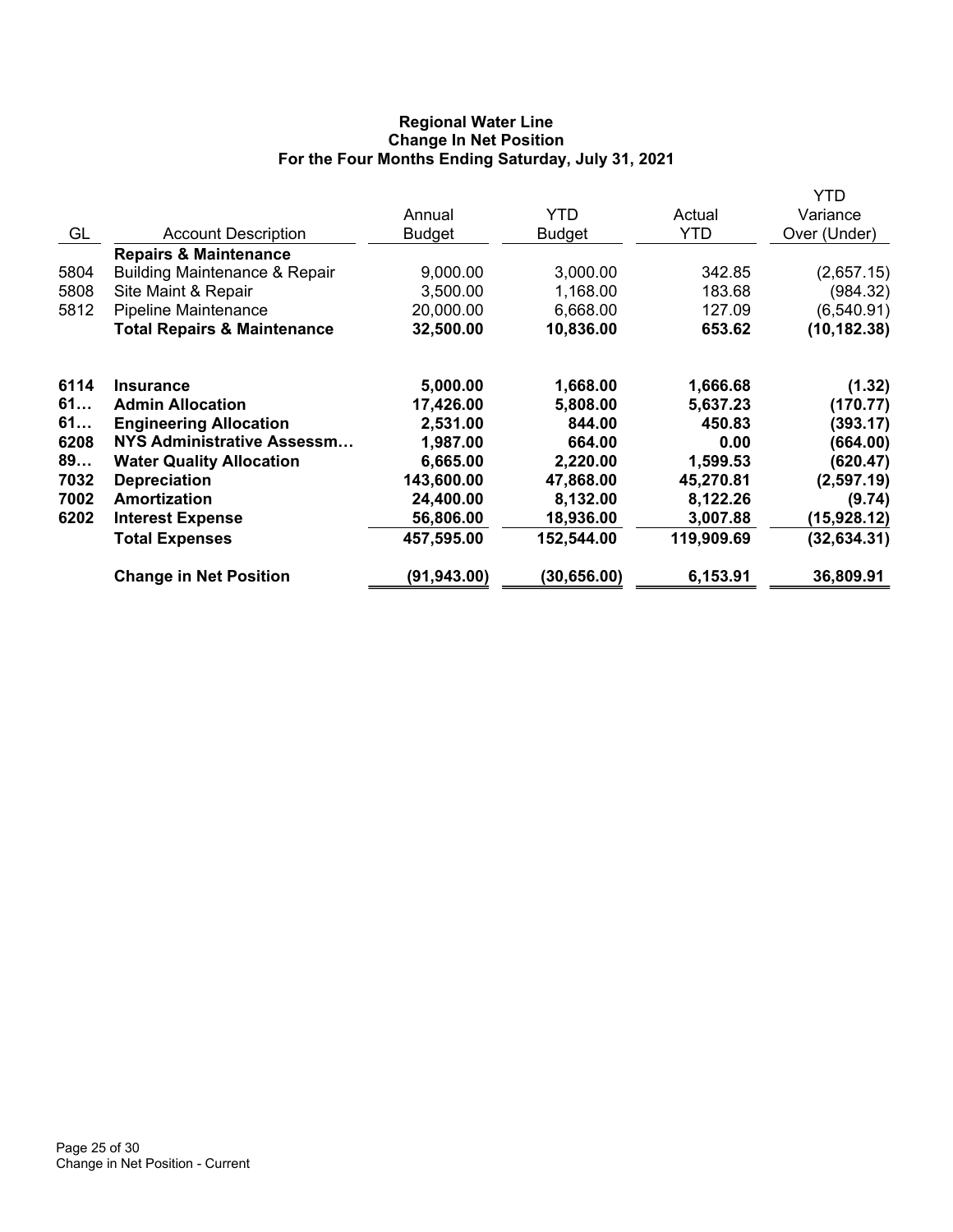# Regional Water Line
## Change In Net Position
### For the Four Months Ending Saturday, July 31, 2021

| GL | Account Description | Annual Budget | YTD Budget | Actual YTD | YTD Variance Over (Under) |
|---|---|---|---|---|---|
| | **Repairs & Maintenance** | | | | |
| 5804 | Building Maintenance & Repair | 9,000.00 | 3,000.00 | 342.85 | (2,657.15) |
| 5808 | Site Maint & Repair | 3,500.00 | 1,168.00 | 183.68 | (984.32) |
| 5812 | Pipeline Maintenance | 20,000.00 | 6,668.00 | 127.09 | (6,540.91) |
| | **Total Repairs & Maintenance** | **32,500.00** | **10,836.00** | **653.62** | **(10,182.38)** |
| **6114** | **Insurance** | **5,000.00** | **1,668.00** | **1,666.68** | **(1.32)** |
| **61…** | **Admin Allocation** | **17,426.00** | **5,808.00** | **5,637.23** | **(170.77)** |
| **61…** | **Engineering Allocation** | **2,531.00** | **844.00** | **450.83** | **(393.17)** |
| **6208** | **NYS Administrative Assessm…** | **1,987.00** | **664.00** | **0.00** | **(664.00)** |
| **89…** | **Water Quality Allocation** | **6,665.00** | **2,220.00** | **1,599.53** | **(620.47)** |
| **7032** | **Depreciation** | **143,600.00** | **47,868.00** | **45,270.81** | **(2,597.19)** |
| **7002** | **Amortization** | **24,400.00** | **8,132.00** | **8,122.26** | **(9.74)** |
| **6202** | **Interest Expense** | **56,806.00** | **18,936.00** | **3,007.88** | **(15,928.12)** |
| | **Total Expenses** | **457,595.00** | **152,544.00** | **119,909.69** | **(32,634.31)** |
| | **Change in Net Position** | **(91,943.00)** | **(30,656.00)** | **6,153.91** | **36,809.91** |

Change in Net Position - Current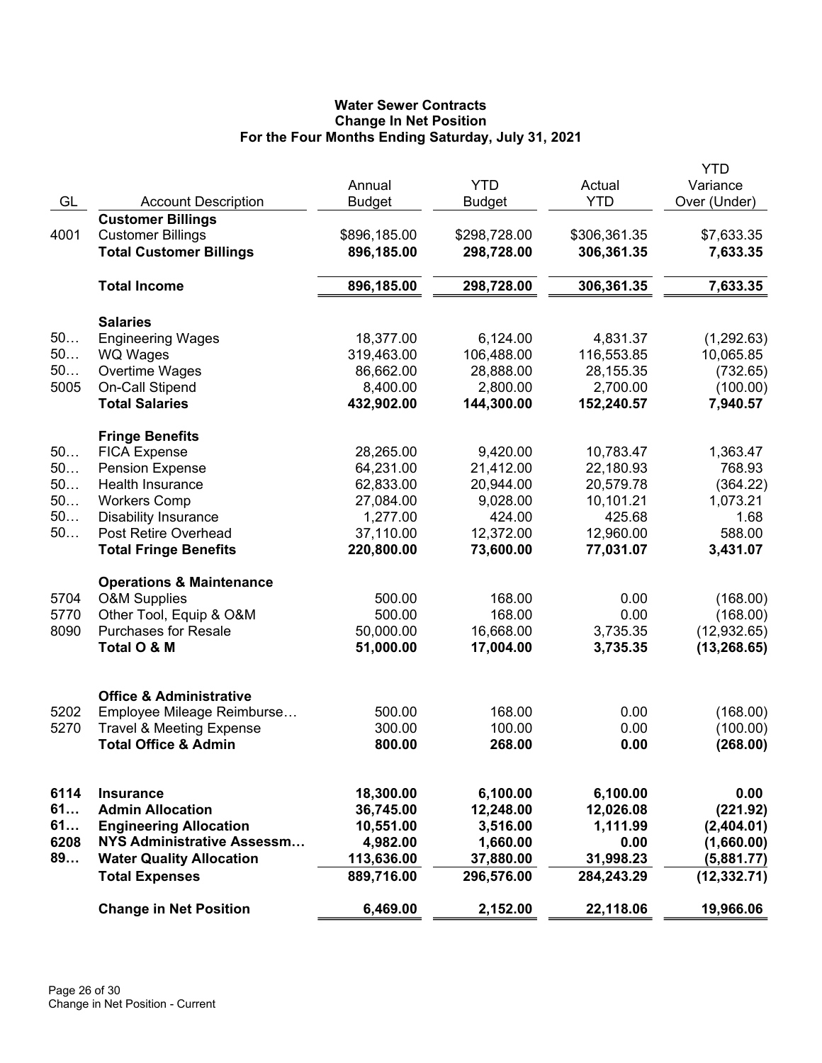# Water Sewer Contracts
## Change In Net Position
### For the Four Months Ending Saturday, July 31, 2021

| GL | Account Description | Annual Budget | YTD Budget | Actual YTD | YTD Variance Over (Under) |
|---|---|---|---|---|---|
| | **Customer Billings** | | | | |
| 4001 | Customer Billings | $896,185.00 | $298,728.00 | $306,361.35 | $7,633.35 |
| | **Total Customer Billings** | **896,185.00** | **298,728.00** | **306,361.35** | **7,633.35** |
| | **Total Income** | **896,185.00** | **298,728.00** | **306,361.35** | **7,633.35** |
| | **Salaries** | | | | |
| 50… | Engineering Wages | 18,377.00 | 6,124.00 | 4,831.37 | (1,292.63) |
| 50… | WQ Wages | 319,463.00 | 106,488.00 | 116,553.85 | 10,065.85 |
| 50… | Overtime Wages | 86,662.00 | 28,888.00 | 28,155.35 | (732.65) |
| 5005 | On-Call Stipend | 8,400.00 | 2,800.00 | 2,700.00 | (100.00) |
| | **Total Salaries** | **432,902.00** | **144,300.00** | **152,240.57** | **7,940.57** |
| | **Fringe Benefits** | | | | |
| 50… | FICA Expense | 28,265.00 | 9,420.00 | 10,783.47 | 1,363.47 |
| 50… | Pension Expense | 64,231.00 | 21,412.00 | 22,180.93 | 768.93 |
| 50… | Health Insurance | 62,833.00 | 20,944.00 | 20,579.78 | (364.22) |
| 50… | Workers Comp | 27,084.00 | 9,028.00 | 10,101.21 | 1,073.21 |
| 50… | Disability Insurance | 1,277.00 | 424.00 | 425.68 | 1.68 |
| 50… | Post Retire Overhead | 37,110.00 | 12,372.00 | 12,960.00 | 588.00 |
| | **Total Fringe Benefits** | **220,800.00** | **73,600.00** | **77,031.07** | **3,431.07** |
| | **Operations & Maintenance** | | | | |
| 5704 | O&M Supplies | 500.00 | 168.00 | 0.00 | (168.00) |
| 5770 | Other Tool, Equip & O&M | 500.00 | 168.00 | 0.00 | (168.00) |
| 8090 | Purchases for Resale | 50,000.00 | 16,668.00 | 3,735.35 | (12,932.65) |
| | **Total O & M** | **51,000.00** | **17,004.00** | **3,735.35** | **(13,268.65)** |
| | **Office & Administrative** | | | | |
| 5202 | Employee Mileage Reimburse… | 500.00 | 168.00 | 0.00 | (168.00) |
| 5270 | Travel & Meeting Expense | 300.00 | 100.00 | 0.00 | (100.00) |
| | **Total Office & Admin** | **800.00** | **268.00** | **0.00** | **(268.00)** |
| **6114** | **Insurance** | **18,300.00** | **6,100.00** | **6,100.00** | **0.00** |
| **61…** | **Admin Allocation** | **36,745.00** | **12,248.00** | **12,026.08** | **(221.92)** |
| **61…** | **Engineering Allocation** | **10,551.00** | **3,516.00** | **1,111.99** | **(2,404.01)** |
| **6208** | **NYS Administrative Assessm…** | **4,982.00** | **1,660.00** | **0.00** | **(1,660.00)** |
| **89…** | **Water Quality Allocation** | **113,636.00** | **37,880.00** | **31,998.23** | **(5,881.77)** |
| | **Total Expenses** | **889,716.00** | **296,576.00** | **284,243.29** | **(12,332.71)** |
| | **Change in Net Position** | **6,469.00** | **2,152.00** | **22,118.06** | **19,966.06** |

Change in Net Position - Current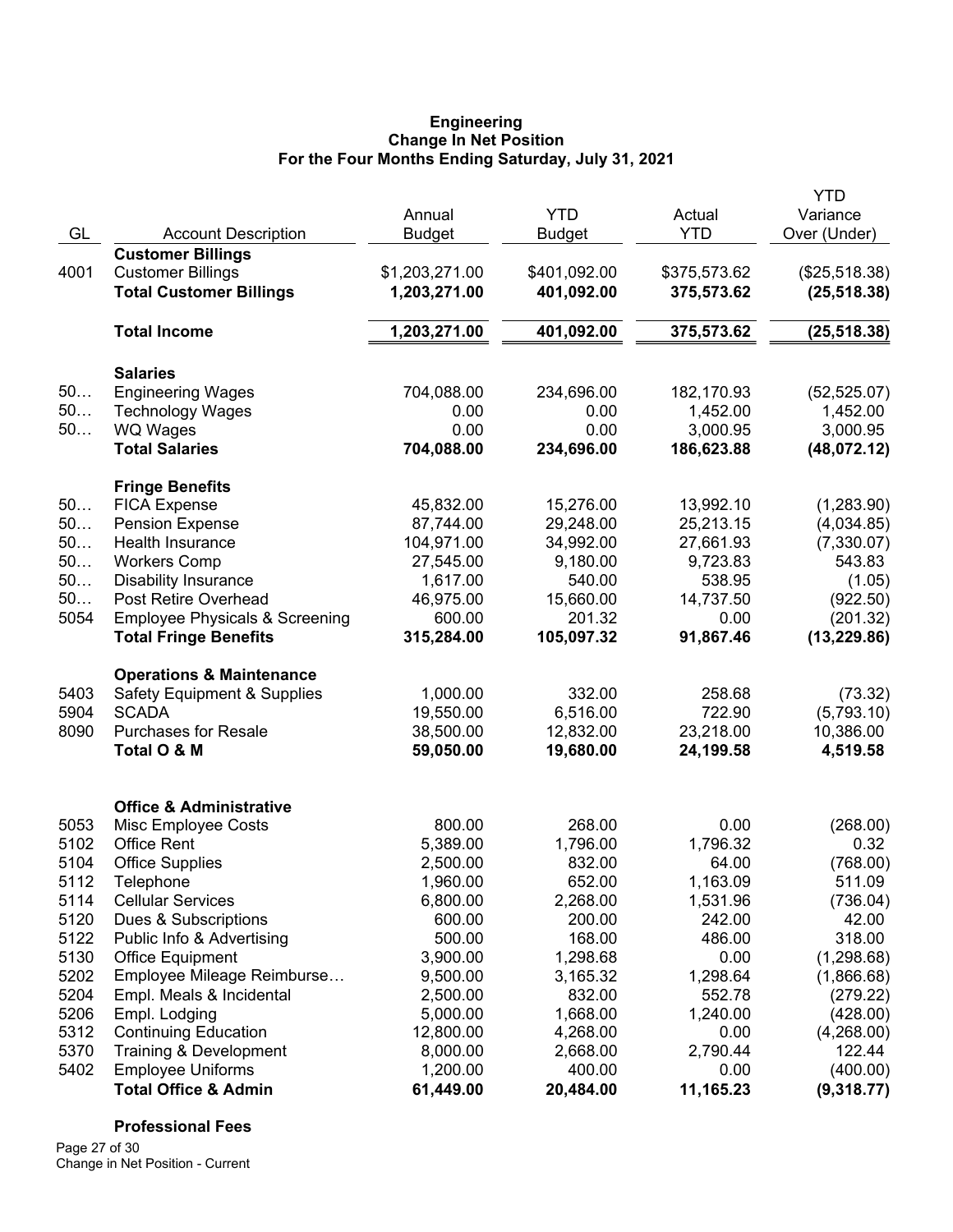# Engineering
## Change In Net Position
### For the Four Months Ending Saturday, July 31, 2021

| GL | Account Description | Annual Budget | YTD Budget | Actual YTD | YTD Variance Over (Under) |
|---|---|---|---|---|---|
| | **Customer Billings** | | | | |
| 4001 | Customer Billings | $1,203,271.00 | $401,092.00 | $375,573.62 | ($25,518.38) |
| | **Total Customer Billings** | **1,203,271.00** | **401,092.00** | **375,573.62** | **(25,518.38)** |
| | **Total Income** | **1,203,271.00** | **401,092.00** | **375,573.62** | **(25,518.38)** |
| | **Salaries** | | | | |
| 50… | Engineering Wages | 704,088.00 | 234,696.00 | 182,170.93 | (52,525.07) |
| 50… | Technology Wages | 0.00 | 0.00 | 1,452.00 | 1,452.00 |
| 50… | WQ Wages | 0.00 | 0.00 | 3,000.95 | 3,000.95 |
| | **Total Salaries** | **704,088.00** | **234,696.00** | **186,623.88** | **(48,072.12)** |
| | **Fringe Benefits** | | | | |
| 50… | FICA Expense | 45,832.00 | 15,276.00 | 13,992.10 | (1,283.90) |
| 50… | Pension Expense | 87,744.00 | 29,248.00 | 25,213.15 | (4,034.85) |
| 50… | Health Insurance | 104,971.00 | 34,992.00 | 27,661.93 | (7,330.07) |
| 50… | Workers Comp | 27,545.00 | 9,180.00 | 9,723.83 | 543.83 |
| 50… | Disability Insurance | 1,617.00 | 540.00 | 538.95 | (1.05) |
| 50… | Post Retire Overhead | 46,975.00 | 15,660.00 | 14,737.50 | (922.50) |
| 5054 | Employee Physicals & Screening | 600.00 | 201.32 | 0.00 | (201.32) |
| | **Total Fringe Benefits** | **315,284.00** | **105,097.32** | **91,867.46** | **(13,229.86)** |
| | **Operations & Maintenance** | | | | |
| 5403 | Safety Equipment & Supplies | 1,000.00 | 332.00 | 258.68 | (73.32) |
| 5904 | SCADA | 19,550.00 | 6,516.00 | 722.90 | (5,793.10) |
| 8090 | Purchases for Resale | 38,500.00 | 12,832.00 | 23,218.00 | 10,386.00 |
| | **Total O & M** | **59,050.00** | **19,680.00** | **24,199.58** | **4,519.58** |
| | **Office & Administrative** | | | | |
| 5053 | Misc Employee Costs | 800.00 | 268.00 | 0.00 | (268.00) |
| 5102 | Office Rent | 5,389.00 | 1,796.00 | 1,796.32 | 0.32 |
| 5104 | Office Supplies | 2,500.00 | 832.00 | 64.00 | (768.00) |
| 5112 | Telephone | 1,960.00 | 652.00 | 1,163.09 | 511.09 |
| 5114 | Cellular Services | 6,800.00 | 2,268.00 | 1,531.96 | (736.04) |
| 5120 | Dues & Subscriptions | 600.00 | 200.00 | 242.00 | 42.00 |
| 5122 | Public Info & Advertising | 500.00 | 168.00 | 486.00 | 318.00 |
| 5130 | Office Equipment | 3,900.00 | 1,298.68 | 0.00 | (1,298.68) |
| 5202 | Employee Mileage Reimburse… | 9,500.00 | 3,165.32 | 1,298.64 | (1,866.68) |
| 5204 | Empl. Meals & Incidental | 2,500.00 | 832.00 | 552.78 | (279.22) |
| 5206 | Empl. Lodging | 5,000.00 | 1,668.00 | 1,240.00 | (428.00) |
| 5312 | Continuing Education | 12,800.00 | 4,268.00 | 0.00 | (4,268.00) |
| 5370 | Training & Development | 8,000.00 | 2,668.00 | 2,790.44 | 122.44 |
| 5402 | Employee Uniforms | 1,200.00 | 400.00 | 0.00 | (400.00) |
| | **Total Office & Admin** | **61,449.00** | **20,484.00** | **11,165.23** | **(9,318.77)** |
| | **Professional Fees** | | | | |

Change in Net Position - Current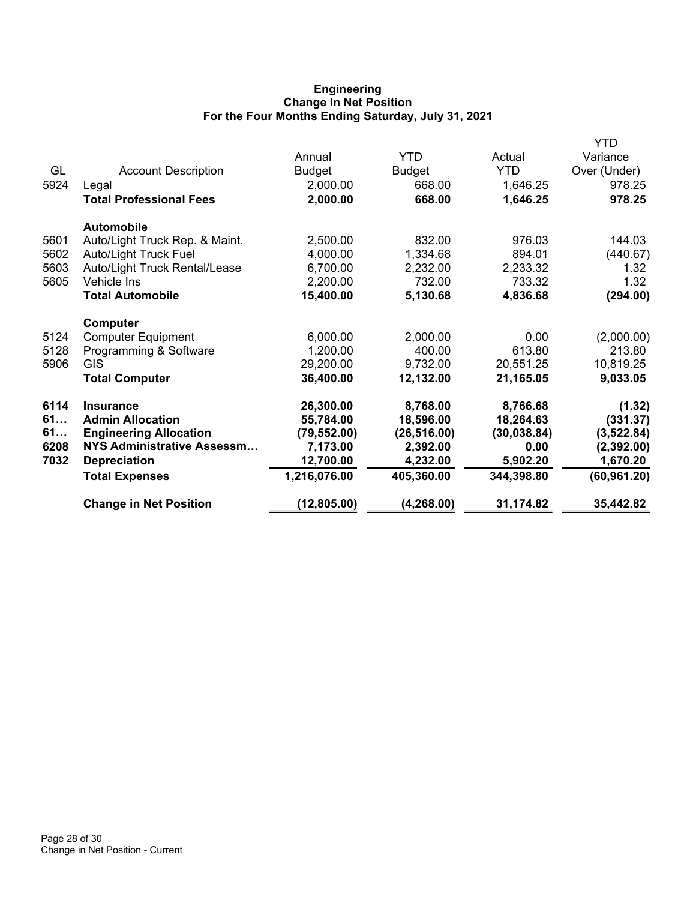**Engineering**
**Change In Net Position**
**For the Four Months Ending Saturday, July 31, 2021**

| GL | Account Description | Annual Budget | YTD Budget | Actual YTD | YTD Variance Over (Under) |
|---|---|---|---|---|---|
| 5924 | Legal | 2,000.00 | 668.00 | 1,646.25 | 978.25 |
| | **Total Professional Fees** | **2,000.00** | **668.00** | **1,646.25** | **978.25** |
| | **Automobile** | | | | |
| 5601 | Auto/Light Truck Rep. & Maint. | 2,500.00 | 832.00 | 976.03 | 144.03 |
| 5602 | Auto/Light Truck Fuel | 4,000.00 | 1,334.68 | 894.01 | (440.67) |
| 5603 | Auto/Light Truck Rental/Lease | 6,700.00 | 2,232.00 | 2,233.32 | 1.32 |
| 5605 | Vehicle Ins | 2,200.00 | 732.00 | 733.32 | 1.32 |
| | **Total Automobile** | **15,400.00** | **5,130.68** | **4,836.68** | **(294.00)** |
| | **Computer** | | | | |
| 5124 | Computer Equipment | 6,000.00 | 2,000.00 | 0.00 | (2,000.00) |
| 5128 | Programming & Software | 1,200.00 | 400.00 | 613.80 | 213.80 |
| 5906 | GIS | 29,200.00 | 9,732.00 | 20,551.25 | 10,819.25 |
| | **Total Computer** | **36,400.00** | **12,132.00** | **21,165.05** | **9,033.05** |
| **6114** | **Insurance** | **26,300.00** | **8,768.00** | **8,766.68** | **(1.32)** |
| **61…** | **Admin Allocation** | **55,784.00** | **18,596.00** | **18,264.63** | **(331.37)** |
| **61…** | **Engineering Allocation** | **(79,552.00)** | **(26,516.00)** | **(30,038.84)** | **(3,522.84)** |
| **6208** | **NYS Administrative Assessm…** | **7,173.00** | **2,392.00** | **0.00** | **(2,392.00)** |
| **7032** | **Depreciation** | **12,700.00** | **4,232.00** | **5,902.20** | **1,670.20** |
| | **Total Expenses** | **1,216,076.00** | **405,360.00** | **344,398.80** | **(60,961.20)** |
| | **Change in Net Position** | **(12,805.00)** | **(4,268.00)** | **31,174.82** | **35,442.82** |

Change in Net Position - Current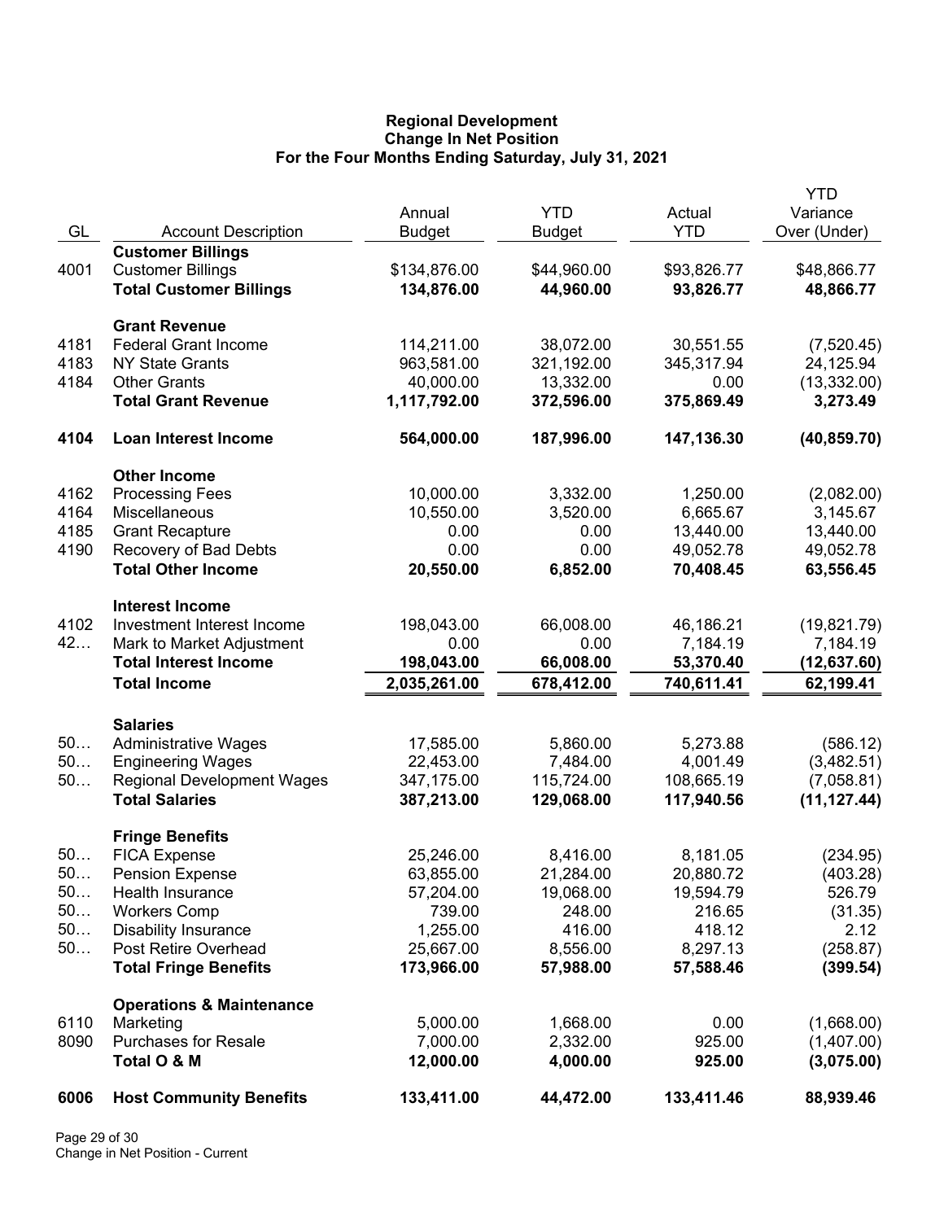**Regional Development**
**Change In Net Position**
**For the Four Months Ending Saturday, July 31, 2021**

| GL | Account Description | Annual Budget | YTD Budget | Actual YTD | YTD Variance Over (Under) |
|---|---|---|---|---|---|
| | **Customer Billings** | | | | |
| 4001 | Customer Billings | $134,876.00 | $44,960.00 | $93,826.77 | $48,866.77 |
| | **Total Customer Billings** | **134,876.00** | **44,960.00** | **93,826.77** | **48,866.77** |
| | **Grant Revenue** | | | | |
| 4181 | Federal Grant Income | 114,211.00 | 38,072.00 | 30,551.55 | (7,520.45) |
| 4183 | NY State Grants | 963,581.00 | 321,192.00 | 345,317.94 | 24,125.94 |
| 4184 | Other Grants | 40,000.00 | 13,332.00 | 0.00 | (13,332.00) |
| | **Total Grant Revenue** | **1,117,792.00** | **372,596.00** | **375,869.49** | **3,273.49** |
| **4104** | **Loan Interest Income** | **564,000.00** | **187,996.00** | **147,136.30** | **(40,859.70)** |
| | **Other Income** | | | | |
| 4162 | Processing Fees | 10,000.00 | 3,332.00 | 1,250.00 | (2,082.00) |
| 4164 | Miscellaneous | 10,550.00 | 3,520.00 | 6,665.67 | 3,145.67 |
| 4185 | Grant Recapture | 0.00 | 0.00 | 13,440.00 | 13,440.00 |
| 4190 | Recovery of Bad Debts | 0.00 | 0.00 | 49,052.78 | 49,052.78 |
| | **Total Other Income** | **20,550.00** | **6,852.00** | **70,408.45** | **63,556.45** |
| | **Interest Income** | | | | |
| 4102 | Investment Interest Income | 198,043.00 | 66,008.00 | 46,186.21 | (19,821.79) |
| 42… | Mark to Market Adjustment | 0.00 | 0.00 | 7,184.19 | 7,184.19 |
| | **Total Interest Income** | **198,043.00** | **66,008.00** | **53,370.40** | **(12,637.60)** |
| | **Total Income** | **2,035,261.00** | **678,412.00** | **740,611.41** | **62,199.41** |
| | **Salaries** | | | | |
| 50… | Administrative Wages | 17,585.00 | 5,860.00 | 5,273.88 | (586.12) |
| 50… | Engineering Wages | 22,453.00 | 7,484.00 | 4,001.49 | (3,482.51) |
| 50… | Regional Development Wages | 347,175.00 | 115,724.00 | 108,665.19 | (7,058.81) |
| | **Total Salaries** | **387,213.00** | **129,068.00** | **117,940.56** | **(11,127.44)** |
| | **Fringe Benefits** | | | | |
| 50… | FICA Expense | 25,246.00 | 8,416.00 | 8,181.05 | (234.95) |
| 50… | Pension Expense | 63,855.00 | 21,284.00 | 20,880.72 | (403.28) |
| 50… | Health Insurance | 57,204.00 | 19,068.00 | 19,594.79 | 526.79 |
| 50… | Workers Comp | 739.00 | 248.00 | 216.65 | (31.35) |
| 50… | Disability Insurance | 1,255.00 | 416.00 | 418.12 | 2.12 |
| 50… | Post Retire Overhead | 25,667.00 | 8,556.00 | 8,297.13 | (258.87) |
| | **Total Fringe Benefits** | **173,966.00** | **57,988.00** | **57,588.46** | **(399.54)** |
| | **Operations & Maintenance** | | | | |
| 6110 | Marketing | 5,000.00 | 1,668.00 | 0.00 | (1,668.00) |
| 8090 | Purchases for Resale | 7,000.00 | 2,332.00 | 925.00 | (1,407.00) |
| | **Total O & M** | **12,000.00** | **4,000.00** | **925.00** | **(3,075.00)** |
| **6006** | **Host Community Benefits** | **133,411.00** | **44,472.00** | **133,411.46** | **88,939.46** |

Change in Net Position - Current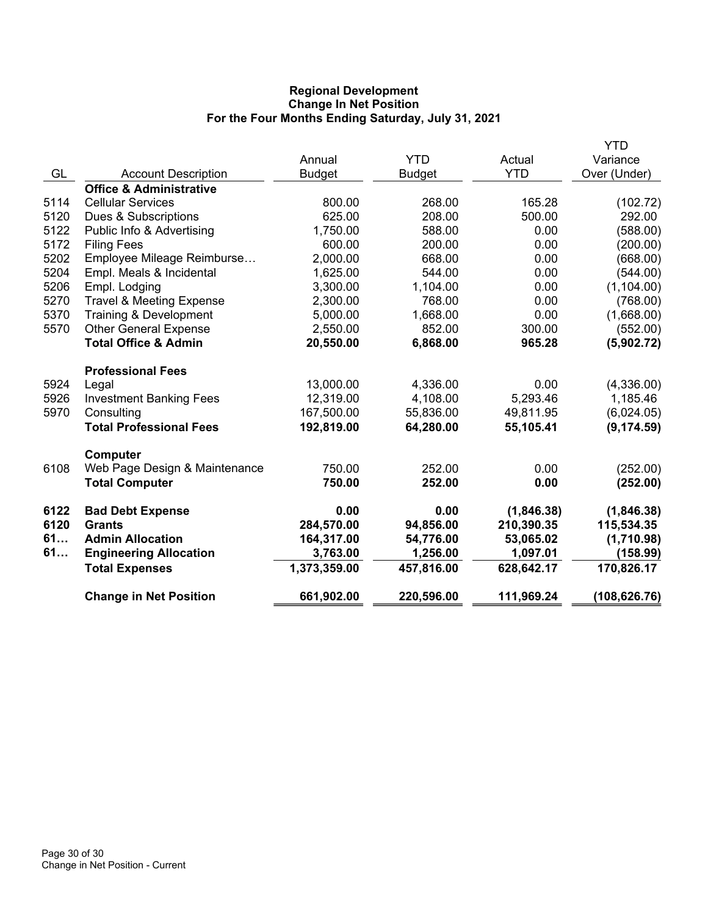# Regional Development
## Change In Net Position
### For the Four Months Ending Saturday, July 31, 2021

| GL | Account Description | Annual Budget | YTD Budget | Actual YTD | YTD Variance Over (Under) |
|---|---|---|---|---|---|
| | **Office & Administrative** | | | | |
| 5114 | Cellular Services | 800.00 | 268.00 | 165.28 | (102.72) |
| 5120 | Dues & Subscriptions | 625.00 | 208.00 | 500.00 | 292.00 |
| 5122 | Public Info & Advertising | 1,750.00 | 588.00 | 0.00 | (588.00) |
| 5172 | Filing Fees | 600.00 | 200.00 | 0.00 | (200.00) |
| 5202 | Employee Mileage Reimburse… | 2,000.00 | 668.00 | 0.00 | (668.00) |
| 5204 | Empl. Meals & Incidental | 1,625.00 | 544.00 | 0.00 | (544.00) |
| 5206 | Empl. Lodging | 3,300.00 | 1,104.00 | 0.00 | (1,104.00) |
| 5270 | Travel & Meeting Expense | 2,300.00 | 768.00 | 0.00 | (768.00) |
| 5370 | Training & Development | 5,000.00 | 1,668.00 | 0.00 | (1,668.00) |
| 5570 | Other General Expense | 2,550.00 | 852.00 | 300.00 | (552.00) |
| | **Total Office & Admin** | **20,550.00** | **6,868.00** | **965.28** | **(5,902.72)** |
| | **Professional Fees** | | | | |
| 5924 | Legal | 13,000.00 | 4,336.00 | 0.00 | (4,336.00) |
| 5926 | Investment Banking Fees | 12,319.00 | 4,108.00 | 5,293.46 | 1,185.46 |
| 5970 | Consulting | 167,500.00 | 55,836.00 | 49,811.95 | (6,024.05) |
| | **Total Professional Fees** | **192,819.00** | **64,280.00** | **55,105.41** | **(9,174.59)** |
| | **Computer** | | | | |
| 6108 | Web Page Design & Maintenance | 750.00 | 252.00 | 0.00 | (252.00) |
| | **Total Computer** | **750.00** | **252.00** | **0.00** | **(252.00)** |
| **6122** | **Bad Debt Expense** | **0.00** | **0.00** | **(1,846.38)** | **(1,846.38)** |
| **6120** | **Grants** | **284,570.00** | **94,856.00** | **210,390.35** | **115,534.35** |
| **61…** | **Admin Allocation** | **164,317.00** | **54,776.00** | **53,065.02** | **(1,710.98)** |
| **61…** | **Engineering Allocation** | **3,763.00** | **1,256.00** | **1,097.01** | **(158.99)** |
| | **Total Expenses** | **1,373,359.00** | **457,816.00** | **628,642.17** | **170,826.17** |
| | **Change in Net Position** | **661,902.00** | **220,596.00** | **111,969.24** | **(108,626.76)** |

Change in Net Position - Current